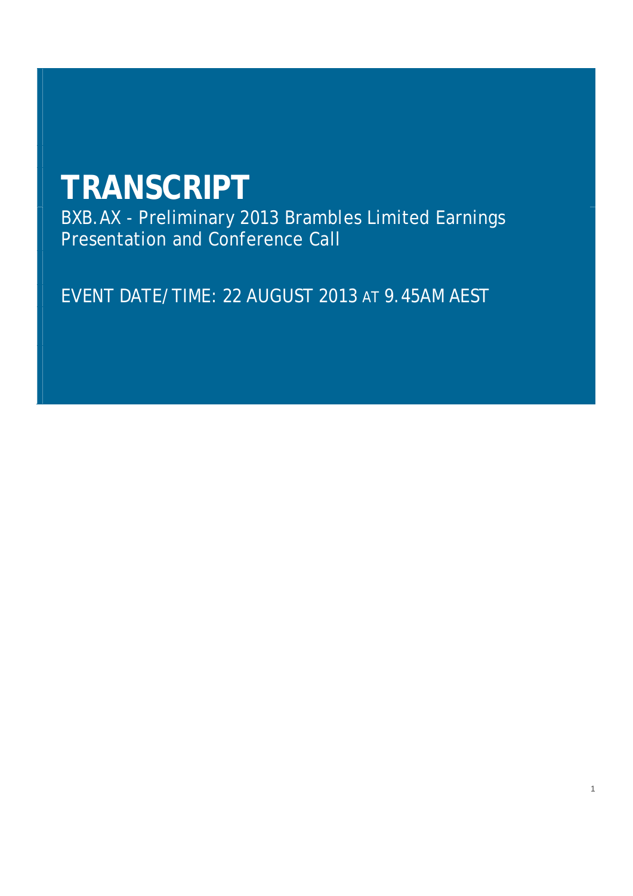# TRANSCRIPT

BXB.AX - Preliminary 2013 Brambles Limited Earnings Presentation and Conference Call

EVENT DATE/TIME: 22 AUGUST 2013 AT 9.45AM AEST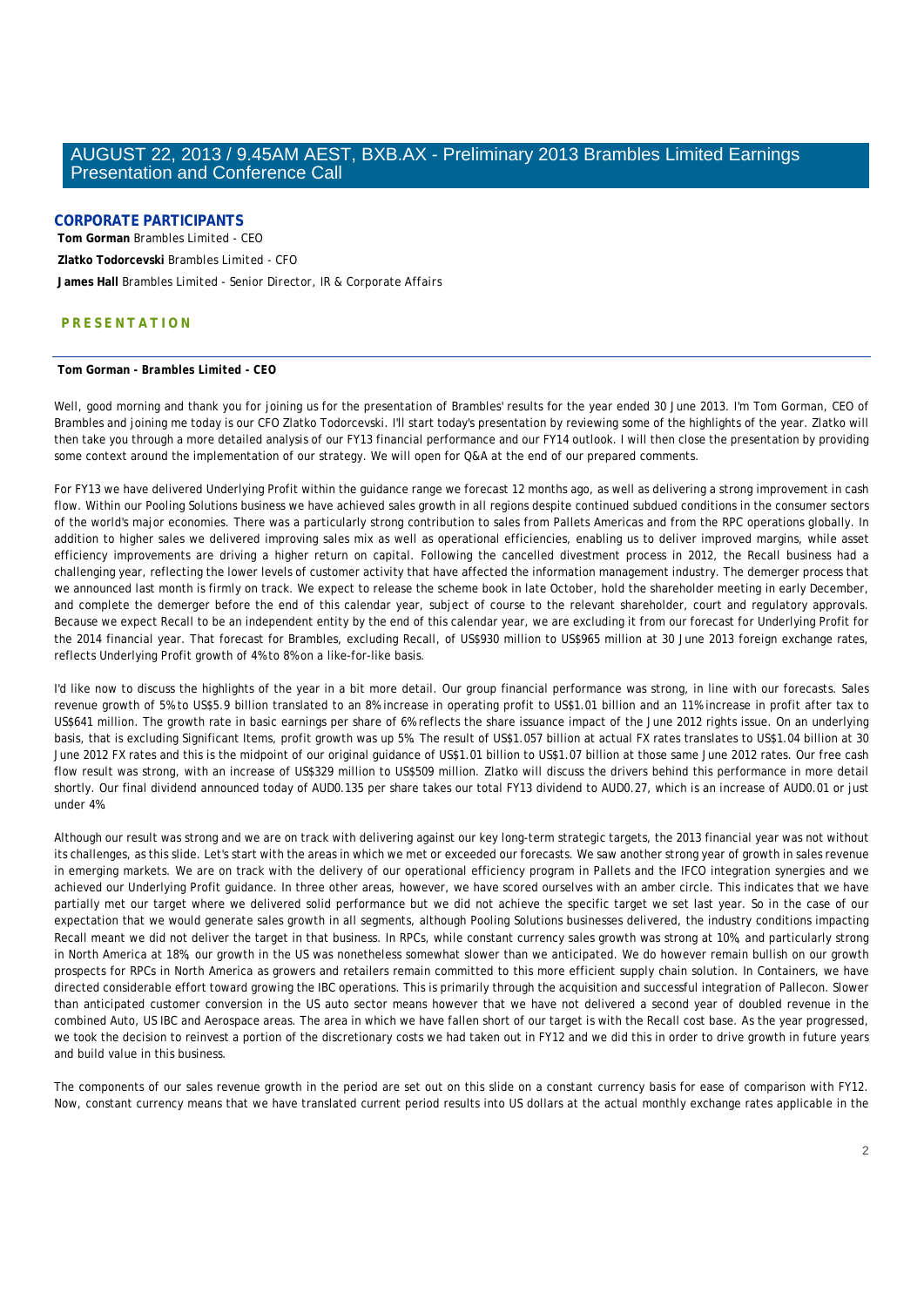# AUGUST 22, 2013 / 9.45AM AEST, BXB.AX - Preliminary 2013 Brambles Limited Earnings Presentation and Conference Call

## CORPORATE PARTICIPANTS

**Tom Gorman** Brambles Limited - CEO

**Zlatko Todorcevski** Brambles Limited - CFO

**James Hall** Brambles Limited - Senior Director, IR & Corporate Affairs

## PRESENTATION

**Tom Gorman** - *Brambles Limited - CEO*

Well, good morning and thank you for joining us for the presentation of Brambles' results for the year ended 30 June 2013. I'm Tom Gorman, CEO of Brambles and joining me today is our CFO Zlatko Todorcevski. I'll start today's presentation by reviewing some of the highlights of the year. Zlatko will then take you through a more detailed analysis of our FY13 financial performance and our FY14 outlook. I will then close the presentation by providing some context around the implementation of our strategy. We will open for Q&A at the end of our prepared comments.

For FY13 we have delivered Underlying Profit within the guidance range we forecast 12 months ago, as well as delivering a strong improvement in cash flow. Within our Pooling Solutions business we have achieved sales growth in all regions despite continued subdued conditions in the consumer sectors of the world's major economies. There was a particularly strong contribution to sales from Pallets Americas and from the RPC operations globally. In addition to higher sales we delivered improving sales mix as well as operational efficiencies, enabling us to deliver improved margins, while asset efficiency improvements are driving a higher return on capital. Following the cancelled divestment process in 2012, the Recall business had a challenging year, reflecting the lower levels of customer activity that have affected the information management industry. The demerger process that we announced last month is firmly on track. We expect to release the scheme book in late October, hold the shareholder meeting in early December, and complete the demerger before the end of this calendar year, subject of course to the relevant shareholder, court and regulatory approvals. Because we expect Recall to be an independent entity by the end of this calendar year, we are excluding it from our forecast for Underlying Profit for the 2014 financial year. That forecast for Brambles, excluding Recall, of US$930 million to US$965 million at 30 June 2013 foreign exchange rates, reflects Underlying Profit growth of 4% to 8% on a like-for-like basis.

I'd like now to discuss the highlights of the year in a bit more detail. Our group financial performance was strong, in line with our forecasts. Sales revenue growth of 5% to US$5.9 billion translated to an 8% increase in operating profit to US$1.01 billion and an 11% increase in profit after tax to US$641 million. The growth rate in basic earnings per share of 6% reflects the share issuance impact of the June 2012 rights issue. On an underlying basis, that is excluding Significant Items, profit growth was up 5%. The result of US$1.057 billion at actual FX rates translates to US$1.04 billion at 30 June 2012 FX rates and this is the midpoint of our original guidance of US$1.01 billion to US$1.07 billion at those same June 2012 rates. Our free cash flow result was strong, with an increase of US$329 million to US$509 million. Zlatko will discuss the drivers behind this performance in more detail shortly. Our final dividend announced today of AUD0.135 per share takes our total FY13 dividend to AUD0.27, which is an increase of AUD0.01 or just under 4%.

Although our result was strong and we are on track with delivering against our key long-term strategic targets, the 2013 financial year was not without its challenges, as this slide. Let's start with the areas in which we met or exceeded our forecasts. We saw another strong year of growth in sales revenue in emerging markets. We are on track with the delivery of our operational efficiency program in Pallets and the IFCO integration synergies and we achieved our Underlying Profit guidance. In three other areas, however, we have scored ourselves with an amber circle. This indicates that we have partially met our target where we delivered solid performance but we did not achieve the specific target we set last year. So in the case of our expectation that we would generate sales growth in all segments, although Pooling Solutions businesses delivered, the industry conditions impacting Recall meant we did not deliver the target in that business. In RPCs, while constant currency sales growth was strong at 10%, and particularly strong in North America at 18%, our growth in the US was nonetheless somewhat slower than we anticipated. We do however remain bullish on our growth prospects for RPCs in North America as growers and retailers remain committed to this more efficient supply chain solution. In Containers, we have directed considerable effort toward growing the IBC operations. This is primarily through the acquisition and successful integration of Pallecon. Slower than anticipated customer conversion in the US auto sector means however that we have not delivered a second year of doubled revenue in the combined Auto, US IBC and Aerospace areas. The area in which we have fallen short of our target is with the Recall cost base. As the year progressed, we took the decision to reinvest a portion of the discretionary costs we had taken out in FY12 and we did this in order to drive growth in future years and build value in this business.

The components of our sales revenue growth in the period are set out on this slide on a constant currency basis for ease of comparison with FY12. Now, constant currency means that we have translated current period results into US dollars at the actual monthly exchange rates applicable in the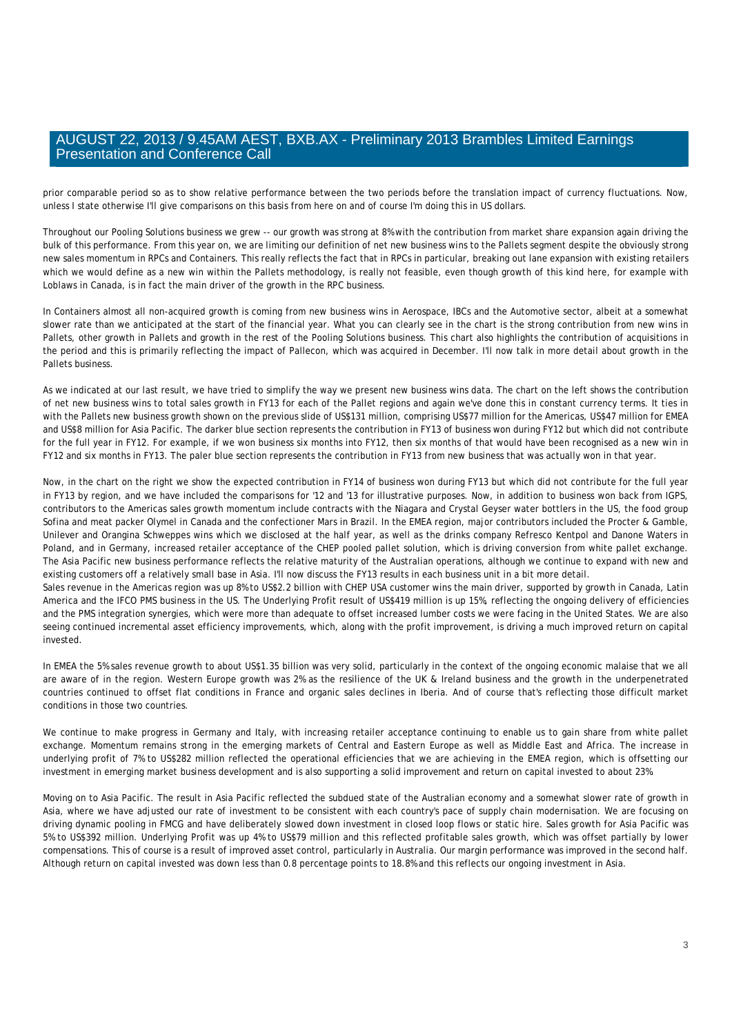prior comparable period so as to show relative performance between the two periods before the translation impact of currency fluctuations. Now, unless I state otherwise I'll give comparisons on this basis from here on and of course I'm doing this in US dollars.

Throughout our Pooling Solutions business we grew -- our growth was strong at 8% with the contribution from market share expansion again driving the bulk of this performance. From this year on, we are limiting our definition of net new business wins to the Pallets segment despite the obviously strong new sales momentum in RPCs and Containers. This really reflects the fact that in RPCs in particular, breaking out lane expansion with existing retailers which we would define as a new win within the Pallets methodology, is really not feasible, even though growth of this kind here, for example with Loblaws in Canada, is in fact the main driver of the growth in the RPC business.

In Containers almost all non-acquired growth is coming from new business wins in Aerospace, IBCs and the Automotive sector, albeit at a somewhat slower rate than we anticipated at the start of the financial year. What you can clearly see in the chart is the strong contribution from new wins in Pallets, other growth in Pallets and growth in the rest of the Pooling Solutions business. This chart also highlights the contribution of acquisitions in the period and this is primarily reflecting the impact of Pallecon, which was acquired in December. I'll now talk in more detail about growth in the Pallets business.

As we indicated at our last result, we have tried to simplify the way we present new business wins data. The chart on the left shows the contribution of net new business wins to total sales growth in FY13 for each of the Pallet regions and again we've done this in constant currency terms. It ties in with the Pallets new business growth shown on the previous slide of US$131 million, comprising US$77 million for the Americas, US$47 million for EMEA and US$8 million for Asia Pacific. The darker blue section represents the contribution in FY13 of business won during FY12 but which did not contribute for the full year in FY12. For example, if we won business six months into FY12, then six months of that would have been recognised as a new win in FY12 and six months in FY13. The paler blue section represents the contribution in FY13 from new business that was actually won in that year.

Now, in the chart on the right we show the expected contribution in FY14 of business won during FY13 but which did not contribute for the full year in FY13 by region, and we have included the comparisons for '12 and '13 for illustrative purposes. Now, in addition to business won back from IGPS, contributors to the Americas sales growth momentum include contracts with the Niagara and Crystal Geyser water bottlers in the US, the food group Sofina and meat packer Olymel in Canada and the confectioner Mars in Brazil. In the EMEA region, major contributors included the Procter & Gamble, Unilever and Orangina Schweppes wins which we disclosed at the half year, as well as the drinks company Refresco Kentpol and Danone Waters in Poland, and in Germany, increased retailer acceptance of the CHEP pooled pallet solution, which is driving conversion from white pallet exchange. The Asia Pacific new business performance reflects the relative maturity of the Australian operations, although we continue to expand with new and existing customers off a relatively small base in Asia. I'll now discuss the FY13 results in each business unit in a bit more detail.

Sales revenue in the Americas region was up 8% to US$2.2 billion with CHEP USA customer wins the main driver, supported by growth in Canada, Latin America and the IFCO PMS business in the US. The Underlying Profit result of US$419 million is up 15%, reflecting the ongoing delivery of efficiencies and the PMS integration synergies, which were more than adequate to offset increased lumber costs we were facing in the United States. We are also seeing continued incremental asset efficiency improvements, which, along with the profit improvement, is driving a much improved return on capital invested.

In EMEA the 5% sales revenue growth to about US$1.35 billion was very solid, particularly in the context of the ongoing economic malaise that we all are aware of in the region. Western Europe growth was 2% as the resilience of the UK & Ireland business and the growth in the underpenetrated countries continued to offset flat conditions in France and organic sales declines in Iberia. And of course that's reflecting those difficult market conditions in those two countries.

We continue to make progress in Germany and Italy, with increasing retailer acceptance continuing to enable us to gain share from white pallet exchange. Momentum remains strong in the emerging markets of Central and Eastern Europe as well as Middle East and Africa. The increase in underlying profit of 7% to US$282 million reflected the operational efficiencies that we are achieving in the EMEA region, which is offsetting our investment in emerging market business development and is also supporting a solid improvement and return on capital invested to about 23%.

Moving on to Asia Pacific. The result in Asia Pacific reflected the subdued state of the Australian economy and a somewhat slower rate of growth in Asia, where we have adjusted our rate of investment to be consistent with each country's pace of supply chain modernisation. We are focusing on driving dynamic pooling in FMCG and have deliberately slowed down investment in closed loop flows or static hire. Sales growth for Asia Pacific was 5% to US$392 million. Underlying Profit was up 4% to US$79 million and this reflected profitable sales growth, which was offset partially by lower compensations. This of course is a result of improved asset control, particularly in Australia. Our margin performance was improved in the second half. Although return on capital invested was down less than 0.8 percentage points to 18.8% and this reflects our ongoing investment in Asia.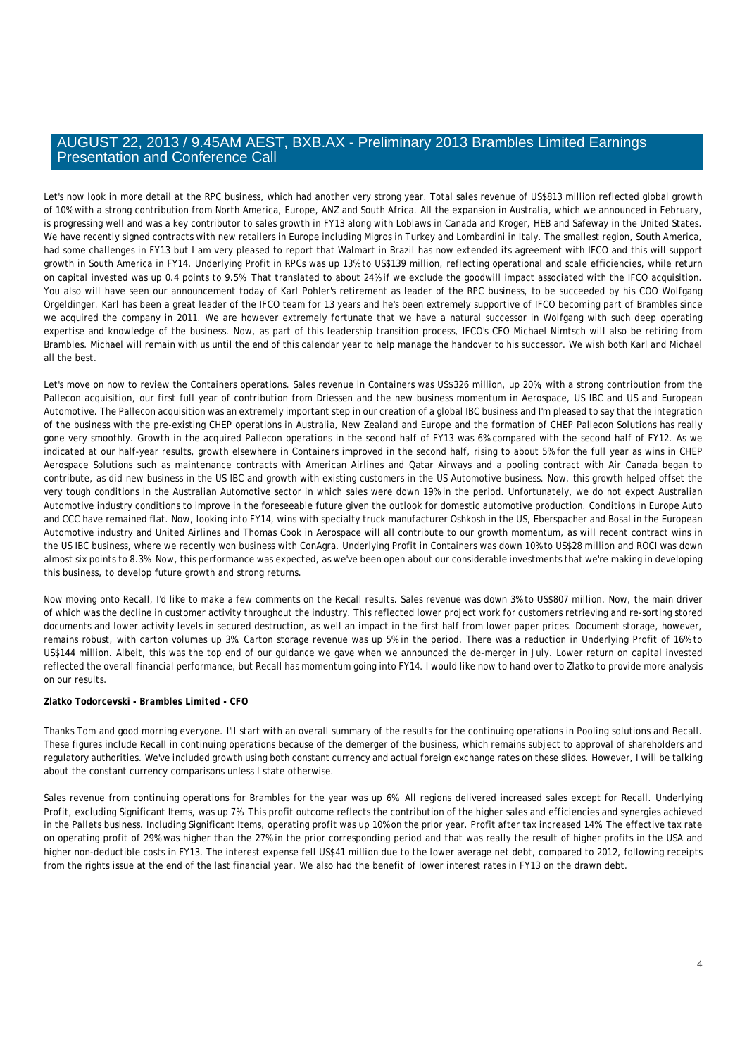Let's now look in more detail at the RPC business, which had another very strong year. Total sales revenue of US$813 million reflected global growth of 10% with a strong contribution from North America, Europe, ANZ and South Africa. All the expansion in Australia, which we announced in February, is progressing well and was a key contributor to sales growth in FY13 along with Loblaws in Canada and Kroger, HEB and Safeway in the United States. We have recently signed contracts with new retailers in Europe including Migros in Turkey and Lombardini in Italy. The smallest region, South America, had some challenges in FY13 but I am very pleased to report that Walmart in Brazil has now extended its agreement with IFCO and this will support growth in South America in FY14. Underlying Profit in RPCs was up 13% to US$139 million, reflecting operational and scale efficiencies, while return on capital invested was up 0.4 points to 9.5%. That translated to about 24% if we exclude the goodwill impact associated with the IFCO acquisition. You also will have seen our announcement today of Karl Pohler's retirement as leader of the RPC business, to be succeeded by his COO Wolfgang Orgeldinger. Karl has been a great leader of the IFCO team for 13 years and he's been extremely supportive of IFCO becoming part of Brambles since we acquired the company in 2011. We are however extremely fortunate that we have a natural successor in Wolfgang with such deep operating expertise and knowledge of the business. Now, as part of this leadership transition process, IFCO's CFO Michael Nimtsch will also be retiring from Brambles. Michael will remain with us until the end of this calendar year to help manage the handover to his successor. We wish both Karl and Michael all the best.

Let's move on now to review the Containers operations. Sales revenue in Containers was US$326 million, up 20%, with a strong contribution from the Pallecon acquisition, our first full year of contribution from Driessen and the new business momentum in Aerospace, US IBC and US and European Automotive. The Pallecon acquisition was an extremely important step in our creation of a global IBC business and I'm pleased to say that the integration of the business with the pre-existing CHEP operations in Australia, New Zealand and Europe and the formation of CHEP Pallecon Solutions has really gone very smoothly. Growth in the acquired Pallecon operations in the second half of FY13 was 6% compared with the second half of FY12. As we indicated at our half-year results, growth elsewhere in Containers improved in the second half, rising to about 5% for the full year as wins in CHEP Aerospace Solutions such as maintenance contracts with American Airlines and Qatar Airways and a pooling contract with Air Canada began to contribute, as did new business in the US IBC and growth with existing customers in the US Automotive business. Now, this growth helped offset the very tough conditions in the Australian Automotive sector in which sales were down 19% in the period. Unfortunately, we do not expect Australian Automotive industry conditions to improve in the foreseeable future given the outlook for domestic automotive production. Conditions in Europe Auto and CCC have remained flat. Now, looking into FY14, wins with specialty truck manufacturer Oshkosh in the US, Eberspacher and Bosal in the European Automotive industry and United Airlines and Thomas Cook in Aerospace will all contribute to our growth momentum, as will recent contract wins in the US IBC business, where we recently won business with ConAgra. Underlying Profit in Containers was down 10% to US$28 million and ROCI was down almost six points to 8.3%. Now, this performance was expected, as we've been open about our considerable investments that we're making in developing this business, to develop future growth and strong returns.

Now moving onto Recall, I'd like to make a few comments on the Recall results. Sales revenue was down 3% to US$807 million. Now, the main driver of which was the decline in customer activity throughout the industry. This reflected lower project work for customers retrieving and re-sorting stored documents and lower activity levels in secured destruction, as well an impact in the first half from lower paper prices. Document storage, however, remains robust, with carton volumes up 3%. Carton storage revenue was up 5% in the period. There was a reduction in Underlying Profit of 16% to US$144 million. Albeit, this was the top end of our guidance we gave when we announced the de-merger in July. Lower return on capital invested reflected the overall financial performance, but Recall has momentum going into FY14. I would like now to hand over to Zlatko to provide more analysis on our results.

**Zlatko Todorcevski - *Brambles Limited - CFO***

Thanks Tom and good morning everyone. I'll start with an overall summary of the results for the continuing operations in Pooling solutions and Recall. These figures include Recall in continuing operations because of the demerger of the business, which remains subject to approval of shareholders and regulatory authorities. We've included growth using both constant currency and actual foreign exchange rates on these slides. However, I will be talking about the constant currency comparisons unless I state otherwise.

Sales revenue from continuing operations for Brambles for the year was up 6%. All regions delivered increased sales except for Recall. Underlying Profit, excluding Significant Items, was up 7%. This profit outcome reflects the contribution of the higher sales and efficiencies and synergies achieved in the Pallets business. Including Significant Items, operating profit was up 10% on the prior year. Profit after tax increased 14%. The effective tax rate on operating profit of 29% was higher than the 27% in the prior corresponding period and that was really the result of higher profits in the USA and higher non-deductible costs in FY13. The interest expense fell US$41 million due to the lower average net debt, compared to 2012, following receipts from the rights issue at the end of the last financial year. We also had the benefit of lower interest rates in FY13 on the drawn debt.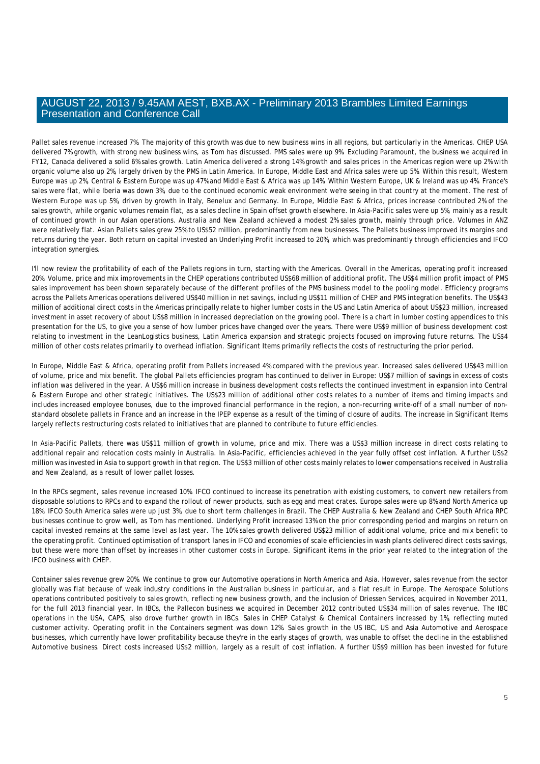Pallet sales revenue increased 7%. The majority of this growth was due to new business wins in all regions, but particularly in the Americas. CHEP USA delivered 7% growth, with strong new business wins, as Tom has discussed. PMS sales were up 9%. Excluding Paramount, the business we acquired in FY12, Canada delivered a solid 6% sales growth. Latin America delivered a strong 14% growth and sales prices in the Americas region were up 2% with organic volume also up 2%, largely driven by the PMS in Latin America. In Europe, Middle East and Africa sales were up 5%. Within this result, Western Europe was up 2%, Central & Eastern Europe was up 47% and Middle East & Africa was up 14%. Within Western Europe, UK & Ireland was up 4%. France's sales were flat, while Iberia was down 3%, due to the continued economic weak environment we're seeing in that country at the moment. The rest of Western Europe was up 5%, driven by growth in Italy, Benelux and Germany. In Europe, Middle East & Africa, prices increase contributed 2% of the sales growth, while organic volumes remain flat, as a sales decline in Spain offset growth elsewhere. In Asia-Pacific sales were up 5%, mainly as a result of continued growth in our Asian operations. Australia and New Zealand achieved a modest 2% sales growth, mainly through price. Volumes in ANZ were relatively flat. Asian Pallets sales grew 25% to US$52 million, predominantly from new businesses. The Pallets business improved its margins and returns during the year. Both return on capital invested an Underlying Profit increased to 20%, which was predominantly through efficiencies and IFCO integration synergies.

I'll now review the profitability of each of the Pallets regions in turn, starting with the Americas. Overall in the Americas, operating profit increased 20%. Volume, price and mix improvements in the CHEP operations contributed US$68 million of additional profit. The US$4 million profit impact of PMS sales improvement has been shown separately because of the different profiles of the PMS business model to the pooling model. Efficiency programs across the Pallets Americas operations delivered US$40 million in net savings, including US$11 million of CHEP and PMS integration benefits. The US$43 million of additional direct costs in the Americas principally relate to higher lumber costs in the US and Latin America of about US$23 million, increased investment in asset recovery of about US$8 million in increased depreciation on the growing pool. There is a chart in lumber costing appendices to this presentation for the US, to give you a sense of how lumber prices have changed over the years. There were US$9 million of business development cost relating to investment in the LeanLogistics business, Latin America expansion and strategic projects focused on improving future returns. The US$4 million of other costs relates primarily to overhead inflation. Significant Items primarily reflects the costs of restructuring the prior period.

In Europe, Middle East & Africa, operating profit from Pallets increased 4% compared with the previous year. Increased sales delivered US$43 million of volume, price and mix benefit. The global Pallets efficiencies program has continued to deliver in Europe: US$7 million of savings in excess of costs inflation was delivered in the year. A US$6 million increase in business development costs reflects the continued investment in expansion into Central & Eastern Europe and other strategic initiatives. The US$23 million of additional other costs relates to a number of items and timing impacts and includes increased employee bonuses, due to the improved financial performance in the region, a non-recurring write-off of a small number of non-standard obsolete pallets in France and an increase in the IPEP expense as a result of the timing of closure of audits. The increase in Significant Items largely reflects restructuring costs related to initiatives that are planned to contribute to future efficiencies.

In Asia-Pacific Pallets, there was US$11 million of growth in volume, price and mix. There was a US$3 million increase in direct costs relating to additional repair and relocation costs mainly in Australia. In Asia-Pacific, efficiencies achieved in the year fully offset cost inflation. A further US$2 million was invested in Asia to support growth in that region. The US$3 million of other costs mainly relates to lower compensations received in Australia and New Zealand, as a result of lower pallet losses.

In the RPCs segment, sales revenue increased 10%. IFCO continued to increase its penetration with existing customers, to convert new retailers from disposable solutions to RPCs and to expand the rollout of newer products, such as egg and meat crates. Europe sales were up 8% and North America up 18%. IFCO South America sales were up just 3%, due to short term challenges in Brazil. The CHEP Australia & New Zealand and CHEP South Africa RPC businesses continue to grow well, as Tom has mentioned. Underlying Profit increased 13% on the prior corresponding period and margins on return on capital invested remains at the same level as last year. The 10% sales growth delivered US$23 million of additional volume, price and mix benefit to the operating profit. Continued optimisation of transport lanes in IFCO and economies of scale efficiencies in wash plants delivered direct costs savings, but these were more than offset by increases in other customer costs in Europe. Significant items in the prior year related to the integration of the IFCO business with CHEP.

Container sales revenue grew 20%. We continue to grow our Automotive operations in North America and Asia. However, sales revenue from the sector globally was flat because of weak industry conditions in the Australian business in particular, and a flat result in Europe. The Aerospace Solutions operations contributed positively to sales growth, reflecting new business growth, and the inclusion of Driessen Services, acquired in November 2011, for the full 2013 financial year. In IBCs, the Pallecon business we acquired in December 2012 contributed US$34 million of sales revenue. The IBC operations in the USA, CAPS, also drove further growth in IBCs. Sales in CHEP Catalyst & Chemical Containers increased by 1%, reflecting muted customer activity. Operating profit in the Containers segment was down 12%. Sales growth in the US IBC, US and Asia Automotive and Aerospace businesses, which currently have lower profitability because they're in the early stages of growth, was unable to offset the decline in the established Automotive business. Direct costs increased US$2 million, largely as a result of cost inflation. A further US$9 million has been invested for future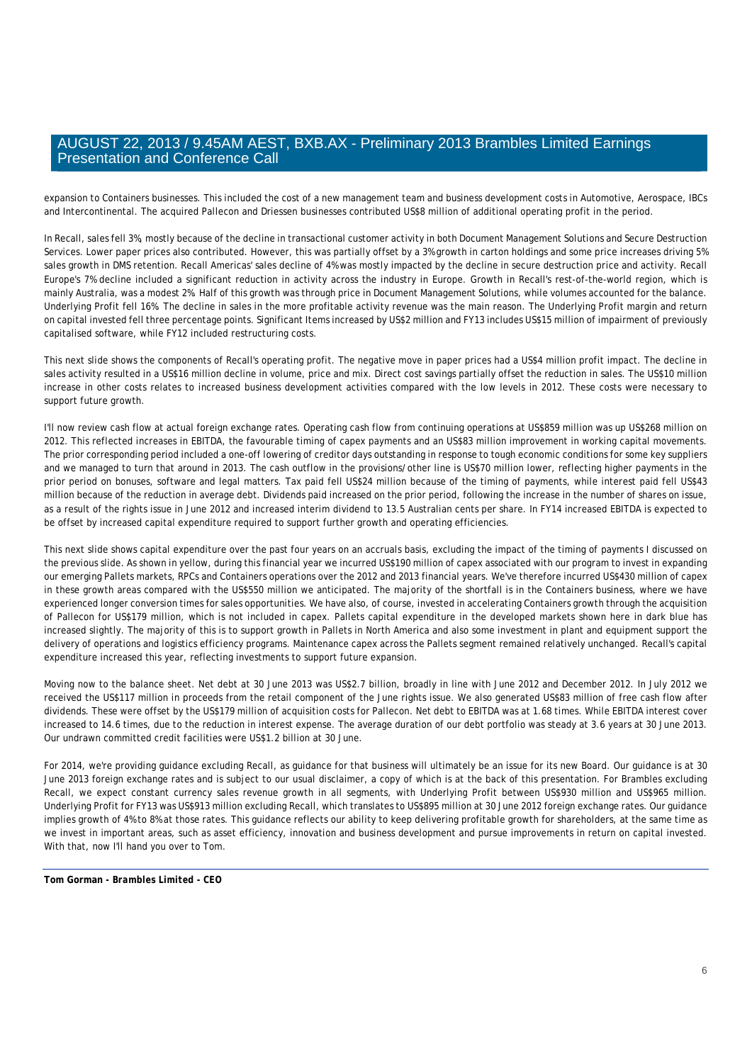expansion to Containers businesses. This included the cost of a new management team and business development costs in Automotive, Aerospace, IBCs and Intercontinental. The acquired Pallecon and Driessen businesses contributed US$8 million of additional operating profit in the period.

In Recall, sales fell 3%, mostly because of the decline in transactional customer activity in both Document Management Solutions and Secure Destruction Services. Lower paper prices also contributed. However, this was partially offset by a 3% growth in carton holdings and some price increases driving 5% sales growth in DMS retention. Recall Americas' sales decline of 4% was mostly impacted by the decline in secure destruction price and activity. Recall Europe's 7% decline included a significant reduction in activity across the industry in Europe. Growth in Recall's rest-of-the-world region, which is mainly Australia, was a modest 2%. Half of this growth was through price in Document Management Solutions, while volumes accounted for the balance. Underlying Profit fell 16%. The decline in sales in the more profitable activity revenue was the main reason. The Underlying Profit margin and return on capital invested fell three percentage points. Significant Items increased by US$2 million and FY13 includes US$15 million of impairment of previously capitalised software, while FY12 included restructuring costs.

This next slide shows the components of Recall's operating profit. The negative move in paper prices had a US$4 million profit impact. The decline in sales activity resulted in a US$16 million decline in volume, price and mix. Direct cost savings partially offset the reduction in sales. The US$10 million increase in other costs relates to increased business development activities compared with the low levels in 2012. These costs were necessary to support future growth.

I'll now review cash flow at actual foreign exchange rates. Operating cash flow from continuing operations at US$859 million was up US$268 million on 2012. This reflected increases in EBITDA, the favourable timing of capex payments and an US$83 million improvement in working capital movements. The prior corresponding period included a one-off lowering of creditor days outstanding in response to tough economic conditions for some key suppliers and we managed to turn that around in 2013. The cash outflow in the provisions/other line is US$70 million lower, reflecting higher payments in the prior period on bonuses, software and legal matters. Tax paid fell US$24 million because of the timing of payments, while interest paid fell US$43 million because of the reduction in average debt. Dividends paid increased on the prior period, following the increase in the number of shares on issue, as a result of the rights issue in June 2012 and increased interim dividend to 13.5 Australian cents per share. In FY14 increased EBITDA is expected to be offset by increased capital expenditure required to support further growth and operating efficiencies.

This next slide shows capital expenditure over the past four years on an accruals basis, excluding the impact of the timing of payments I discussed on the previous slide. As shown in yellow, during this financial year we incurred US$190 million of capex associated with our program to invest in expanding our emerging Pallets markets, RPCs and Containers operations over the 2012 and 2013 financial years. We've therefore incurred US$430 million of capex in these growth areas compared with the US$550 million we anticipated. The majority of the shortfall is in the Containers business, where we have experienced longer conversion times for sales opportunities. We have also, of course, invested in accelerating Containers growth through the acquisition of Pallecon for US$179 million, which is not included in capex. Pallets capital expenditure in the developed markets shown here in dark blue has increased slightly. The majority of this is to support growth in Pallets in North America and also some investment in plant and equipment support the delivery of operations and logistics efficiency programs. Maintenance capex across the Pallets segment remained relatively unchanged. Recall's capital expenditure increased this year, reflecting investments to support future expansion.

Moving now to the balance sheet. Net debt at 30 June 2013 was US$2.7 billion, broadly in line with June 2012 and December 2012. In July 2012 we received the US$117 million in proceeds from the retail component of the June rights issue. We also generated US$83 million of free cash flow after dividends. These were offset by the US$179 million of acquisition costs for Pallecon. Net debt to EBITDA was at 1.68 times. While EBITDA interest cover increased to 14.6 times, due to the reduction in interest expense. The average duration of our debt portfolio was steady at 3.6 years at 30 June 2013. Our undrawn committed credit facilities were US$1.2 billion at 30 June.

For 2014, we're providing guidance excluding Recall, as guidance for that business will ultimately be an issue for its new Board. Our guidance is at 30 June 2013 foreign exchange rates and is subject to our usual disclaimer, a copy of which is at the back of this presentation. For Brambles excluding Recall, we expect constant currency sales revenue growth in all segments, with Underlying Profit between US$930 million and US$965 million. Underlying Profit for FY13 was US$913 million excluding Recall, which translates to US$895 million at 30 June 2012 foreign exchange rates. Our guidance implies growth of 4% to 8% at those rates. This guidance reflects our ability to keep delivering profitable growth for shareholders, at the same time as we invest in important areas, such as asset efficiency, innovation and business development and pursue improvements in return on capital invested. With that, now I'll hand you over to Tom.

**_Tom Gorman - Brambles Limited - CEO_**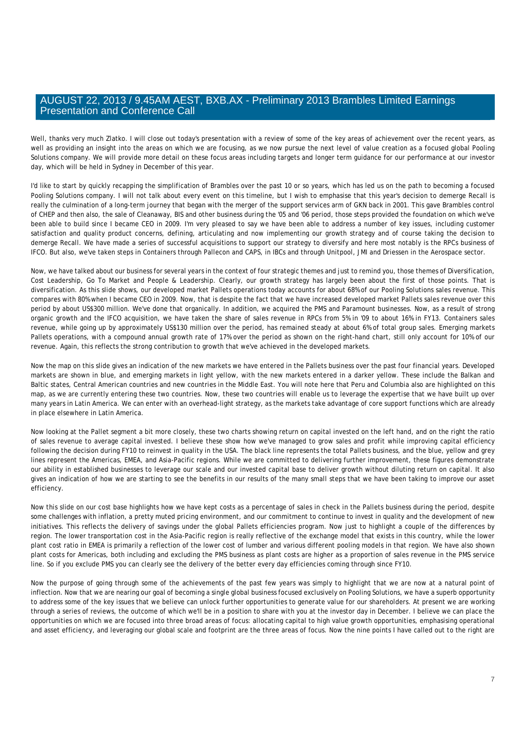Well, thanks very much Zlatko. I will close out today's presentation with a review of some of the key areas of achievement over the recent years, as well as providing an insight into the areas on which we are focusing, as we now pursue the next level of value creation as a focused global Pooling Solutions company. We will provide more detail on these focus areas including targets and longer term guidance for our performance at our investor day, which will be held in Sydney in December of this year.

I'd like to start by quickly recapping the simplification of Brambles over the past 10 or so years, which has led us on the path to becoming a focused Pooling Solutions company. I will not talk about every event on this timeline, but I wish to emphasise that this year's decision to demerge Recall is really the culmination of a long-term journey that began with the merger of the support services arm of GKN back in 2001. This gave Brambles control of CHEP and then also, the sale of Cleanaway, BIS and other business during the '05 and '06 period, those steps provided the foundation on which we've been able to build since I became CEO in 2009. I'm very pleased to say we have been able to address a number of key issues, including customer satisfaction and quality product concerns, defining, articulating and now implementing our growth strategy and of course taking the decision to demerge Recall. We have made a series of successful acquisitions to support our strategy to diversify and here most notably is the RPCs business of IFCO. But also, we've taken steps in Containers through Pallecon and CAPS, in IBCs and through Unitpool, JMI and Driessen in the Aerospace sector.

Now, we have talked about our business for several years in the context of four strategic themes and just to remind you, those themes of Diversification, Cost Leadership, Go To Market and People & Leadership. Clearly, our growth strategy has largely been about the first of those points. That is diversification. As this slide shows, our developed market Pallets operations today accounts for about 68% of our Pooling Solutions sales revenue. This compares with 80% when I became CEO in 2009. Now, that is despite the fact that we have increased developed market Pallets sales revenue over this period by about US$300 million. We've done that organically. In addition, we acquired the PMS and Paramount businesses. Now, as a result of strong organic growth and the IFCO acquisition, we have taken the share of sales revenue in RPCs from 5% in '09 to about 16% in FY13. Containers sales revenue, while going up by approximately US$130 million over the period, has remained steady at about 6% of total group sales. Emerging markets Pallets operations, with a compound annual growth rate of 17% over the period as shown on the right-hand chart, still only account for 10% of our revenue. Again, this reflects the strong contribution to growth that we've achieved in the developed markets.

Now the map on this slide gives an indication of the new markets we have entered in the Pallets business over the past four financial years. Developed markets are shown in blue, and emerging markets in light yellow, with the new markets entered in a darker yellow. These include the Balkan and Baltic states, Central American countries and new countries in the Middle East. You will note here that Peru and Columbia also are highlighted on this map, as we are currently entering these two countries. Now, these two countries will enable us to leverage the expertise that we have built up over many years in Latin America. We can enter with an overhead-light strategy, as the markets take advantage of core support functions which are already in place elsewhere in Latin America.

Now looking at the Pallet segment a bit more closely, these two charts showing return on capital invested on the left hand, and on the right the ratio of sales revenue to average capital invested. I believe these show how we've managed to grow sales and profit while improving capital efficiency following the decision during FY10 to reinvest in quality in the USA. The black line represents the total Pallets business, and the blue, yellow and grey lines represent the Americas, EMEA, and Asia-Pacific regions. While we are committed to delivering further improvement, these figures demonstrate our ability in established businesses to leverage our scale and our invested capital base to deliver growth without diluting return on capital. It also gives an indication of how we are starting to see the benefits in our results of the many small steps that we have been taking to improve our asset efficiency.

Now this slide on our cost base highlights how we have kept costs as a percentage of sales in check in the Pallets business during the period, despite some challenges with inflation, a pretty muted pricing environment, and our commitment to continue to invest in quality and the development of new initiatives. This reflects the delivery of savings under the global Pallets efficiencies program. Now just to highlight a couple of the differences by region. The lower transportation cost in the Asia-Pacific region is really reflective of the exchange model that exists in this country, while the lower plant cost ratio in EMEA is primarily a reflection of the lower cost of lumber and various different pooling models in that region. We have also shown plant costs for Americas, both including and excluding the PMS business as plant costs are higher as a proportion of sales revenue in the PMS service line. So if you exclude PMS you can clearly see the delivery of the better every day efficiencies coming through since FY10.

Now the purpose of going through some of the achievements of the past few years was simply to highlight that we are now at a natural point of inflection. Now that we are nearing our goal of becoming a single global business focused exclusively on Pooling Solutions, we have a superb opportunity to address some of the key issues that we believe can unlock further opportunities to generate value for our shareholders. At present we are working through a series of reviews, the outcome of which we'll be in a position to share with you at the investor day in December. I believe we can place the opportunities on which we are focused into three broad areas of focus: allocating capital to high value growth opportunities, emphasising operational and asset efficiency, and leveraging our global scale and footprint are the three areas of focus. Now the nine points I have called out to the right are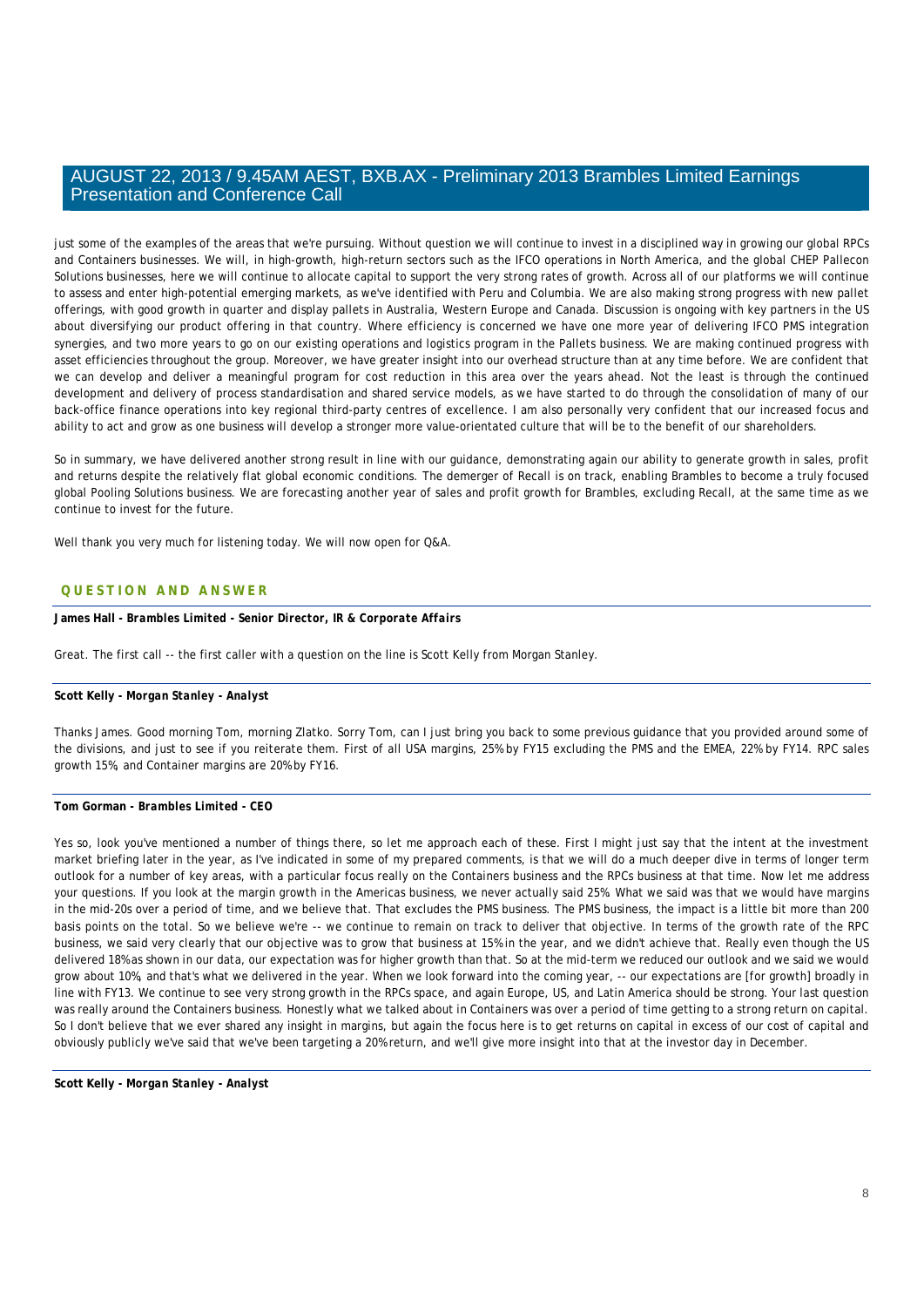just some of the examples of the areas that we're pursuing. Without question we will continue to invest in a disciplined way in growing our global RPCs and Containers businesses. We will, in high-growth, high-return sectors such as the IFCO operations in North America, and the global CHEP Pallecon Solutions businesses, here we will continue to allocate capital to support the very strong rates of growth. Across all of our platforms we will continue to assess and enter high-potential emerging markets, as we've identified with Peru and Columbia. We are also making strong progress with new pallet offerings, with good growth in quarter and display pallets in Australia, Western Europe and Canada. Discussion is ongoing with key partners in the US about diversifying our product offering in that country. Where efficiency is concerned we have one more year of delivering IFCO PMS integration synergies, and two more years to go on our existing operations and logistics program in the Pallets business. We are making continued progress with asset efficiencies throughout the group. Moreover, we have greater insight into our overhead structure than at any time before. We are confident that we can develop and deliver a meaningful program for cost reduction in this area over the years ahead. Not the least is through the continued development and delivery of process standardisation and shared service models, as we have started to do through the consolidation of many of our back-office finance operations into key regional third-party centres of excellence. I am also personally very confident that our increased focus and ability to act and grow as one business will develop a stronger more value-orientated culture that will be to the benefit of our shareholders.

So in summary, we have delivered another strong result in line with our guidance, demonstrating again our ability to generate growth in sales, profit and returns despite the relatively flat global economic conditions. The demerger of Recall is on track, enabling Brambles to become a truly focused global Pooling Solutions business. We are forecasting another year of sales and profit growth for Brambles, excluding Recall, at the same time as we continue to invest for the future.

Well thank you very much for listening today. We will now open for Q&A.

## QUESTION AND ANSWER

**James Hall** - *Brambles Limited - Senior Director, IR & Corporate Affairs*

Great. The first call -- the first caller with a question on the line is Scott Kelly from Morgan Stanley.

**Scott Kelly** - *Morgan Stanley - Analyst*

Thanks James. Good morning Tom, morning Zlatko. Sorry Tom, can I just bring you back to some previous guidance that you provided around some of the divisions, and just to see if you reiterate them. First of all USA margins, 25% by FY15 excluding the PMS and the EMEA, 22% by FY14. RPC sales growth 15%, and Container margins are 20% by FY16.

**Tom Gorman** - *Brambles Limited - CEO*

Yes so, look you've mentioned a number of things there, so let me approach each of these. First I might just say that the intent at the investment market briefing later in the year, as I've indicated in some of my prepared comments, is that we will do a much deeper dive in terms of longer term outlook for a number of key areas, with a particular focus really on the Containers business and the RPCs business at that time. Now let me address your questions. If you look at the margin growth in the Americas business, we never actually said 25%. What we said was that we would have margins in the mid-20s over a period of time, and we believe that. That excludes the PMS business. The PMS business, the impact is a little bit more than 200 basis points on the total. So we believe we're -- we continue to remain on track to deliver that objective. In terms of the growth rate of the RPC business, we said very clearly that our objective was to grow that business at 15% in the year, and we didn't achieve that. Really even though the US delivered 18% as shown in our data, our expectation was for higher growth than that. So at the mid-term we reduced our outlook and we said we would grow about 10%, and that's what we delivered in the year. When we look forward into the coming year, -- our expectations are [for growth] broadly in line with FY13. We continue to see very strong growth in the RPCs space, and again Europe, US, and Latin America should be strong. Your last question was really around the Containers business. Honestly what we talked about in Containers was over a period of time getting to a strong return on capital. So I don't believe that we ever shared any insight in margins, but again the focus here is to get returns on capital in excess of our cost of capital and obviously publicly we've said that we've been targeting a 20% return, and we'll give more insight into that at the investor day in December.

**Scott Kelly** - *Morgan Stanley - Analyst*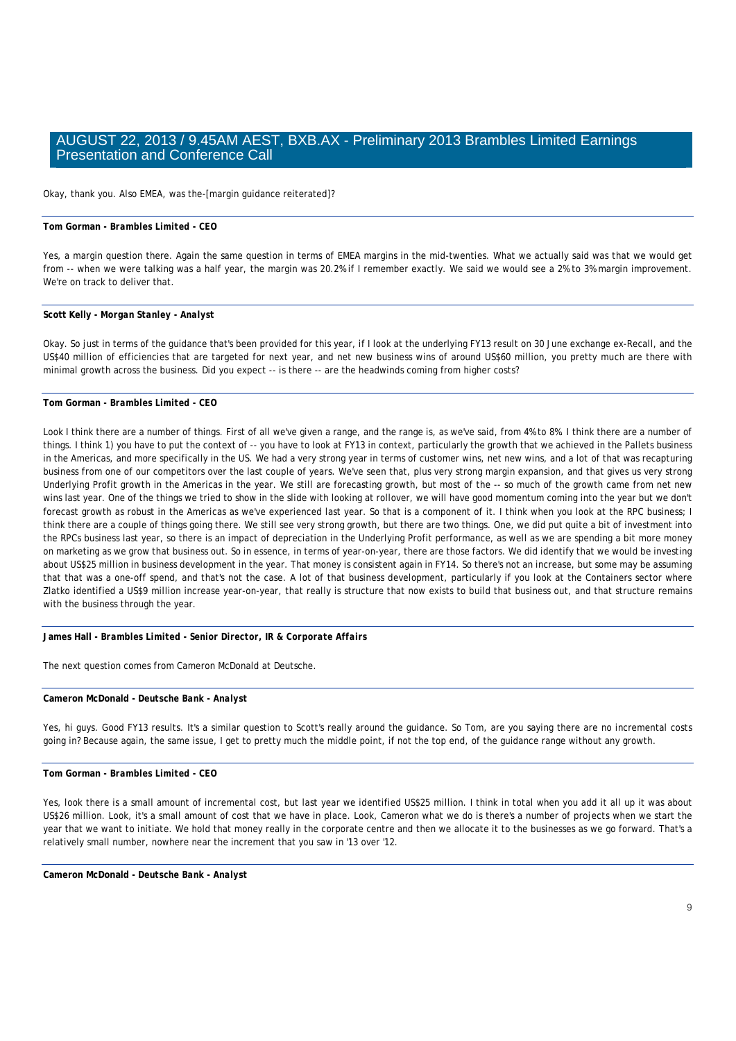Okay, thank you. Also EMEA, was the-[margin guidance reiterated]?

**_Tom Gorman - Brambles Limited - CEO_**

Yes, a margin question there. Again the same question in terms of EMEA margins in the mid-twenties. What we actually said was that we would get from -- when we were talking was a half year, the margin was 20.2% if I remember exactly. We said we would see a 2% to 3% margin improvement. We're on track to deliver that.

**_Scott Kelly - Morgan Stanley - Analyst_**

Okay. So just in terms of the guidance that's been provided for this year, if I look at the underlying FY13 result on 30 June exchange ex-Recall, and the US$40 million of efficiencies that are targeted for next year, and net new business wins of around US$60 million, you pretty much are there with minimal growth across the business. Did you expect -- is there -- are the headwinds coming from higher costs?

**_Tom Gorman - Brambles Limited - CEO_**

Look I think there are a number of things. First of all we've given a range, and the range is, as we've said, from 4% to 8%. I think there are a number of things. I think 1) you have to put the context of -- you have to look at FY13 in context, particularly the growth that we achieved in the Pallets business in the Americas, and more specifically in the US. We had a very strong year in terms of customer wins, net new wins, and a lot of that was recapturing business from one of our competitors over the last couple of years. We've seen that, plus very strong margin expansion, and that gives us very strong Underlying Profit growth in the Americas in the year. We still are forecasting growth, but most of the -- so much of the growth came from net new wins last year. One of the things we tried to show in the slide with looking at rollover, we will have good momentum coming into the year but we don't forecast growth as robust in the Americas as we've experienced last year. So that is a component of it. I think when you look at the RPC business; I think there are a couple of things going there. We still see very strong growth, but there are two things. One, we did put quite a bit of investment into the RPCs business last year, so there is an impact of depreciation in the Underlying Profit performance, as well as we are spending a bit more money on marketing as we grow that business out. So in essence, in terms of year-on-year, there are those factors. We did identify that we would be investing about US$25 million in business development in the year. That money is consistent again in FY14. So there's not an increase, but some may be assuming that that was a one-off spend, and that's not the case. A lot of that business development, particularly if you look at the Containers sector where Zlatko identified a US$9 million increase year-on-year, that really is structure that now exists to build that business out, and that structure remains with the business through the year.

**_James Hall - Brambles Limited - Senior Director, IR & Corporate Affairs_**

The next question comes from Cameron McDonald at Deutsche.

**_Cameron McDonald - Deutsche Bank - Analyst_**

Yes, hi guys. Good FY13 results. It's a similar question to Scott's really around the guidance. So Tom, are you saying there are no incremental costs going in? Because again, the same issue, I get to pretty much the middle point, if not the top end, of the guidance range without any growth.

**_Tom Gorman - Brambles Limited - CEO_**

Yes, look there is a small amount of incremental cost, but last year we identified US$25 million. I think in total when you add it all up it was about US$26 million. Look, it's a small amount of cost that we have in place. Look, Cameron what we do is there's a number of projects when we start the year that we want to initiate. We hold that money really in the corporate centre and then we allocate it to the businesses as we go forward. That's a relatively small number, nowhere near the increment that you saw in '13 over '12.

**_Cameron McDonald - Deutsche Bank - Analyst_**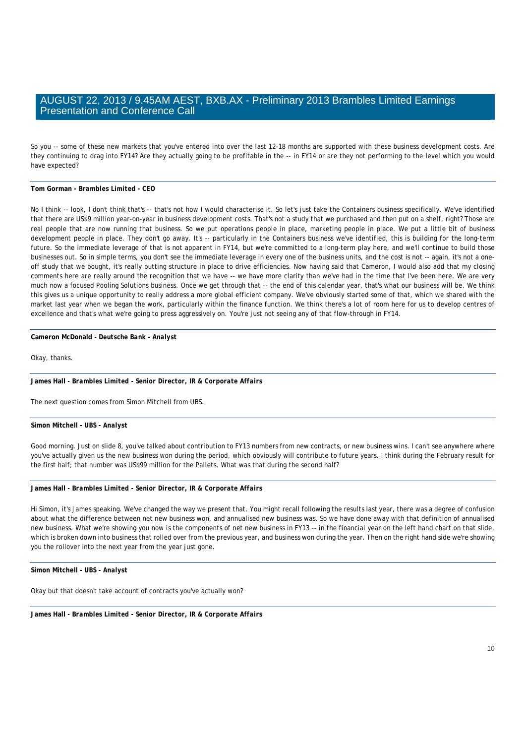So you -- some of these new markets that you've entered into over the last 12-18 months are supported with these business development costs. Are they continuing to drag into FY14? Are they actually going to be profitable in the -- in FY14 or are they not performing to the level which you would have expected?

**Tom Gorman** - *Brambles Limited - CEO*

No I think -- look, I don't think that's -- that's not how I would characterise it. So let's just take the Containers business specifically. We've identified that there are US$9 million year-on-year in business development costs. That's not a study that we purchased and then put on a shelf, right? Those are real people that are now running that business. So we put operations people in place, marketing people in place. We put a little bit of business development people in place. They don't go away. It's -- particularly in the Containers business we've identified, this is building for the long-term future. So the immediate leverage of that is not apparent in FY14, but we're committed to a long-term play here, and we'll continue to build those businesses out. So in simple terms, you don't see the immediate leverage in every one of the business units, and the cost is not -- again, it's not a one-off study that we bought, it's really putting structure in place to drive efficiencies. Now having said that Cameron, I would also add that my closing comments here are really around the recognition that we have -- we have more clarity than we've had in the time that I've been here. We are very much now a focused Pooling Solutions business. Once we get through that -- the end of this calendar year, that's what our business will be. We think this gives us a unique opportunity to really address a more global efficient company. We've obviously started some of that, which we shared with the market last year when we began the work, particularly within the finance function. We think there's a lot of room here for us to develop centres of excellence and that's what we're going to press aggressively on. You're just not seeing any of that flow-through in FY14.

**Cameron McDonald** - *Deutsche Bank - Analyst*

Okay, thanks.

**James Hall** - *Brambles Limited - Senior Director, IR & Corporate Affairs*

The next question comes from Simon Mitchell from UBS.

**Simon Mitchell** - *UBS - Analyst*

Good morning. Just on slide 8, you've talked about contribution to FY13 numbers from new contracts, or new business wins. I can't see anywhere where you've actually given us the new business won during the period, which obviously will contribute to future years. I think during the February result for the first half; that number was US$99 million for the Pallets. What was that during the second half?

**James Hall** - *Brambles Limited - Senior Director, IR & Corporate Affairs*

Hi Simon, it's James speaking. We've changed the way we present that. You might recall following the results last year, there was a degree of confusion about what the difference between net new business won, and annualised new business was. So we have done away with that definition of annualised new business. What we're showing you now is the components of net new business in FY13 -- in the financial year on the left hand chart on that slide, which is broken down into business that rolled over from the previous year, and business won during the year. Then on the right hand side we're showing you the rollover into the next year from the year just gone.

**Simon Mitchell** - *UBS - Analyst*

Okay but that doesn't take account of contracts you've actually won?

**James Hall** - *Brambles Limited - Senior Director, IR & Corporate Affairs*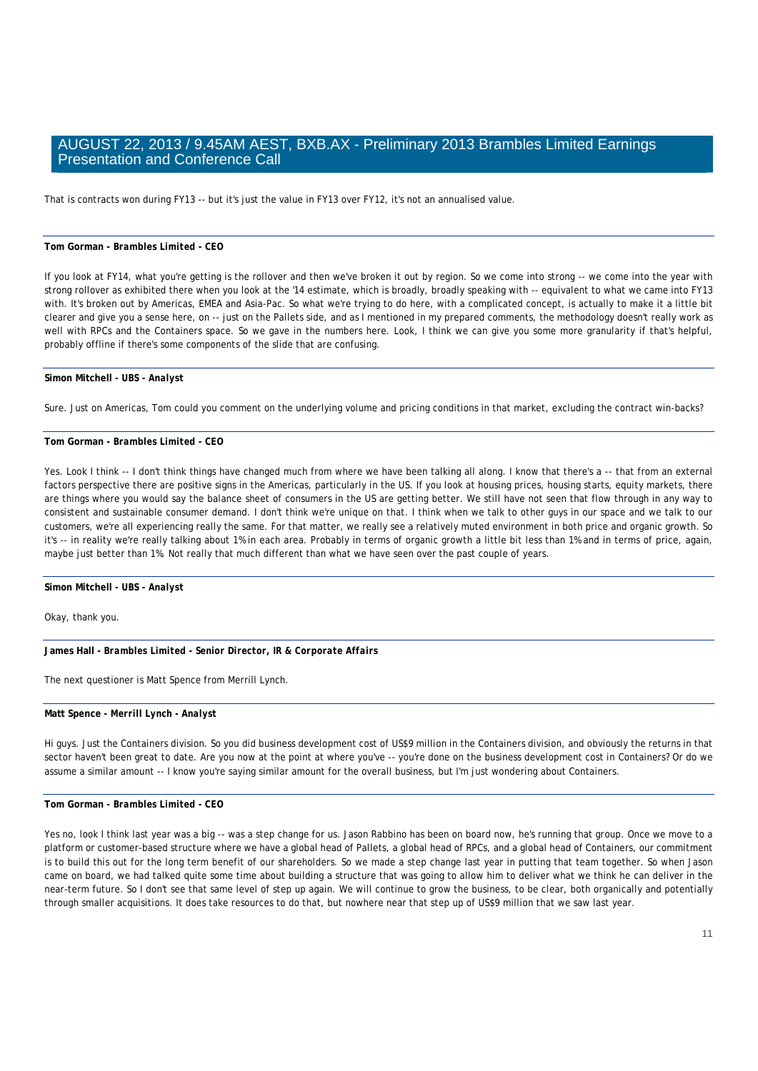That is contracts won during FY13 -- but it's just the value in FY13 over FY12, it's not an annualised value.

**Tom Gorman** - *Brambles Limited - CEO*

If you look at FY14, what you're getting is the rollover and then we've broken it out by region. So we come into strong -- we come into the year with strong rollover as exhibited there when you look at the '14 estimate, which is broadly, broadly speaking with -- equivalent to what we came into FY13 with. It's broken out by Americas, EMEA and Asia-Pac. So what we're trying to do here, with a complicated concept, is actually to make it a little bit clearer and give you a sense here, on -- just on the Pallets side, and as I mentioned in my prepared comments, the methodology doesn't really work as well with RPCs and the Containers space. So we gave in the numbers here. Look, I think we can give you some more granularity if that's helpful, probably offline if there's some components of the slide that are confusing.

**Simon Mitchell** - *UBS - Analyst*

Sure. Just on Americas, Tom could you comment on the underlying volume and pricing conditions in that market, excluding the contract win-backs?

**Tom Gorman** - *Brambles Limited - CEO*

Yes. Look I think -- I don't think things have changed much from where we have been talking all along. I know that there's a -- that from an external factors perspective there are positive signs in the Americas, particularly in the US. If you look at housing prices, housing starts, equity markets, there are things where you would say the balance sheet of consumers in the US are getting better. We still have not seen that flow through in any way to consistent and sustainable consumer demand. I don't think we're unique on that. I think when we talk to other guys in our space and we talk to our customers, we're all experiencing really the same. For that matter, we really see a relatively muted environment in both price and organic growth. So it's -- in reality we're really talking about 1% in each area. Probably in terms of organic growth a little bit less than 1% and in terms of price, again, maybe just better than 1%. Not really that much different than what we have seen over the past couple of years.

**Simon Mitchell** - *UBS - Analyst*

Okay, thank you.

**James Hall** - *Brambles Limited - Senior Director, IR & Corporate Affairs*

The next questioner is Matt Spence from Merrill Lynch.

**Matt Spence** - *Merrill Lynch - Analyst*

Hi guys. Just the Containers division. So you did business development cost of US$9 million in the Containers division, and obviously the returns in that sector haven't been great to date. Are you now at the point at where you've -- you're done on the business development cost in Containers? Or do we assume a similar amount -- I know you're saying similar amount for the overall business, but I'm just wondering about Containers.

**Tom Gorman** - *Brambles Limited - CEO*

Yes no, look I think last year was a big -- was a step change for us. Jason Rabbino has been on board now, he's running that group. Once we move to a platform or customer-based structure where we have a global head of Pallets, a global head of RPCs, and a global head of Containers, our commitment is to build this out for the long term benefit of our shareholders. So we made a step change last year in putting that team together. So when Jason came on board, we had talked quite some time about building a structure that was going to allow him to deliver what we think he can deliver in the near-term future. So I don't see that same level of step up again. We will continue to grow the business, to be clear, both organically and potentially through smaller acquisitions. It does take resources to do that, but nowhere near that step up of US$9 million that we saw last year.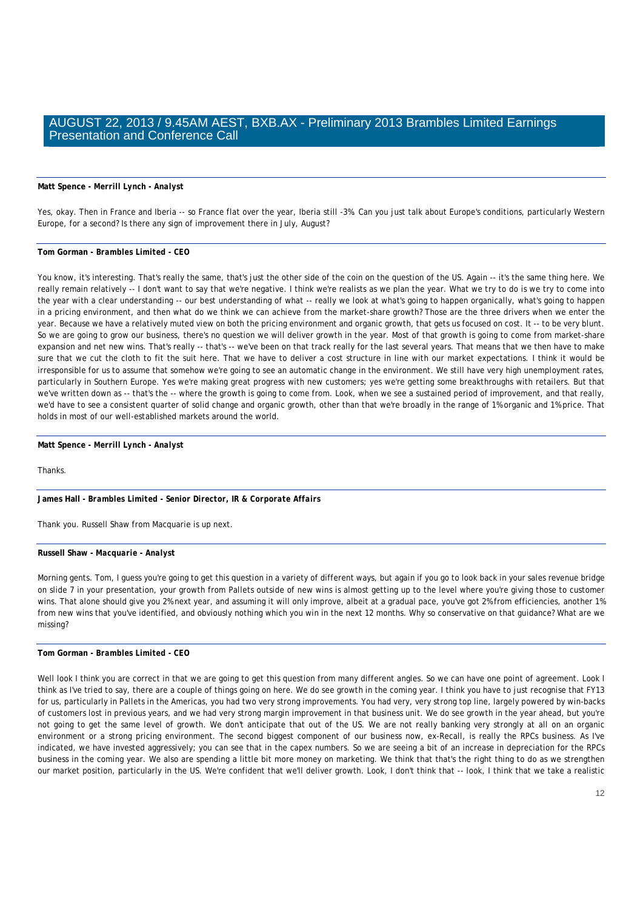**Matt Spence - Merrill Lynch - Analyst**

Yes, okay. Then in France and Iberia -- so France flat over the year, Iberia still -3%. Can you just talk about Europe's conditions, particularly Western Europe, for a second? Is there any sign of improvement there in July, August?

**Tom Gorman - Brambles Limited - CEO**

You know, it's interesting. That's really the same, that's just the other side of the coin on the question of the US. Again -- it's the same thing here. We really remain relatively -- I don't want to say that we're negative. I think we're realists as we plan the year. What we try to do is we try to come into the year with a clear understanding -- our best understanding of what -- really we look at what's going to happen organically, what's going to happen in a pricing environment, and then what do we think we can achieve from the market-share growth? Those are the three drivers when we enter the year. Because we have a relatively muted view on both the pricing environment and organic growth, that gets us focused on cost. It -- to be very blunt. So we are going to grow our business, there's no question we will deliver growth in the year. Most of that growth is going to come from market-share expansion and net new wins. That's really -- that's -- we've been on that track really for the last several years. That means that we then have to make sure that we cut the cloth to fit the suit here. That we have to deliver a cost structure in line with our market expectations. I think it would be irresponsible for us to assume that somehow we're going to see an automatic change in the environment. We still have very high unemployment rates, particularly in Southern Europe. Yes we're making great progress with new customers; yes we're getting some breakthroughs with retailers. But that we've written down as -- that's the -- where the growth is going to come from. Look, when we see a sustained period of improvement, and that really, we'd have to see a consistent quarter of solid change and organic growth, other than that we're broadly in the range of 1% organic and 1% price. That holds in most of our well-established markets around the world.

**Matt Spence - Merrill Lynch - Analyst**

Thanks.

**James Hall - Brambles Limited - Senior Director, IR & Corporate Affairs**

Thank you. Russell Shaw from Macquarie is up next.

**Russell Shaw - Macquarie - Analyst**

Morning gents. Tom, I guess you're going to get this question in a variety of different ways, but again if you go to look back in your sales revenue bridge on slide 7 in your presentation, your growth from Pallets outside of new wins is almost getting up to the level where you're giving those to customer wins. That alone should give you 2% next year, and assuming it will only improve, albeit at a gradual pace, you've got 2% from efficiencies, another 1% from new wins that you've identified, and obviously nothing which you win in the next 12 months. Why so conservative on that guidance? What are we missing?

**Tom Gorman - Brambles Limited - CEO**

Well look I think you are correct in that we are going to get this question from many different angles. So we can have one point of agreement. Look I think as I've tried to say, there are a couple of things going on here. We do see growth in the coming year. I think you have to just recognise that FY13 for us, particularly in Pallets in the Americas, you had two very strong improvements. You had very, very strong top line, largely powered by win-backs of customers lost in previous years, and we had very strong margin improvement in that business unit. We do see growth in the year ahead, but you're not going to get the same level of growth. We don't anticipate that out of the US. We are not really banking very strongly at all on an organic environment or a strong pricing environment. The second biggest component of our business now, ex-Recall, is really the RPCs business. As I've indicated, we have invested aggressively; you can see that in the capex numbers. So we are seeing a bit of an increase in depreciation for the RPCs business in the coming year. We also are spending a little bit more money on marketing. We think that that's the right thing to do as we strengthen our market position, particularly in the US. We're confident that we'll deliver growth. Look, I don't think that -- look, I think that we take a realistic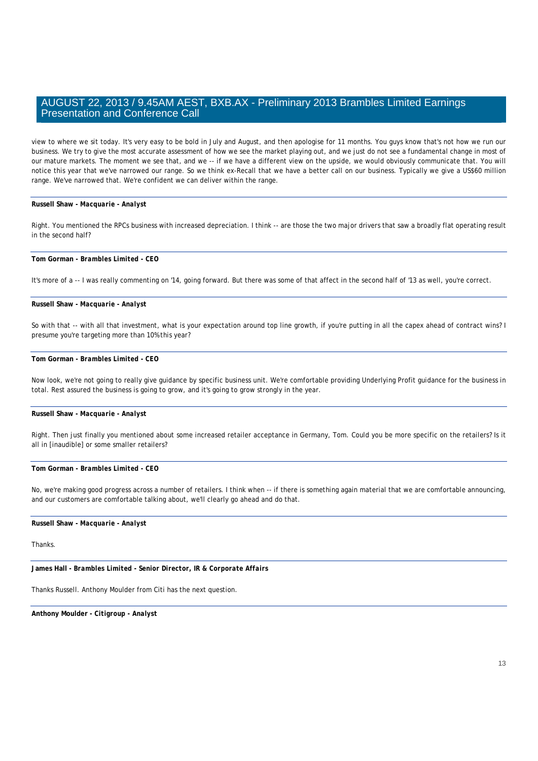view to where we sit today. It's very easy to be bold in July and August, and then apologise for 11 months. You guys know that's not how we run our business. We try to give the most accurate assessment of how we see the market playing out, and we just do not see a fundamental change in most of our mature markets. The moment we see that, and we -- if we have a different view on the upside, we would obviously communicate that. You will notice this year that we've narrowed our range. So we think ex-Recall that we have a better call on our business. Typically we give a US$60 million range. We've narrowed that. We're confident we can deliver within the range.

**Russell Shaw** - *Macquarie - Analyst*

Right. You mentioned the RPCs business with increased depreciation. I think -- are those the two major drivers that saw a broadly flat operating result in the second half?

**Tom Gorman** - *Brambles Limited - CEO*

It's more of a -- I was really commenting on '14, going forward. But there was some of that affect in the second half of '13 as well, you're correct.

**Russell Shaw** - *Macquarie - Analyst*

So with that -- with all that investment, what is your expectation around top line growth, if you're putting in all the capex ahead of contract wins? I presume you're targeting more than 10% this year?

**Tom Gorman** - *Brambles Limited - CEO*

Now look, we're not going to really give guidance by specific business unit. We're comfortable providing Underlying Profit guidance for the business in total. Rest assured the business is going to grow, and it's going to grow strongly in the year.

**Russell Shaw** - *Macquarie - Analyst*

Right. Then just finally you mentioned about some increased retailer acceptance in Germany, Tom. Could you be more specific on the retailers? Is it all in [inaudible] or some smaller retailers?

**Tom Gorman** - *Brambles Limited - CEO*

No, we're making good progress across a number of retailers. I think when -- if there is something again material that we are comfortable announcing, and our customers are comfortable talking about, we'll clearly go ahead and do that.

**Russell Shaw** - *Macquarie - Analyst*

Thanks.

**James Hall** - *Brambles Limited - Senior Director, IR & Corporate Affairs*

Thanks Russell. Anthony Moulder from Citi has the next question.

**Anthony Moulder** - *Citigroup - Analyst*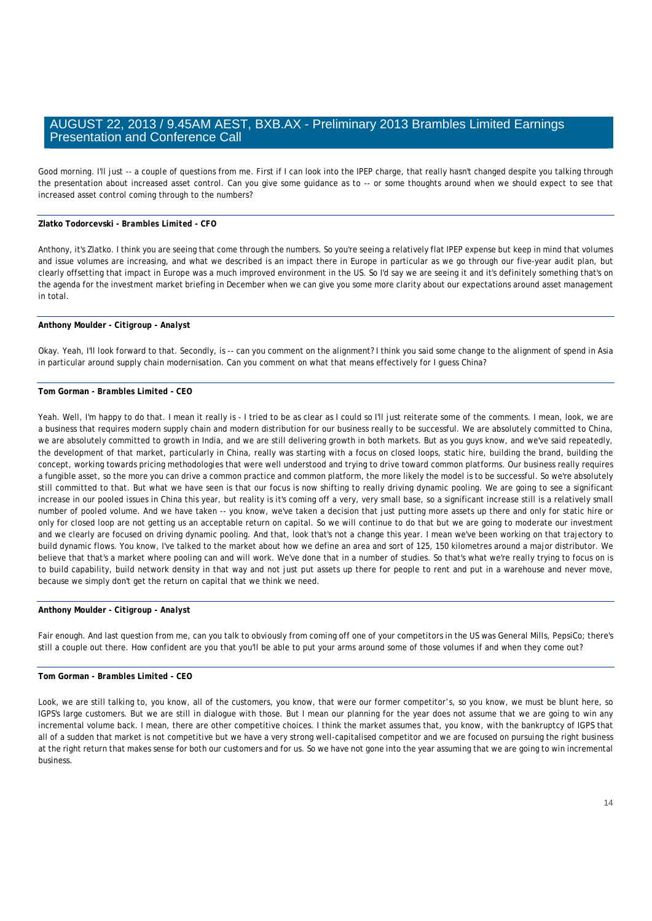Good morning. I'll just -- a couple of questions from me. First if I can look into the IPEP charge, that really hasn't changed despite you talking through the presentation about increased asset control. Can you give some guidance as to -- or some thoughts around when we should expect to see that increased asset control coming through to the numbers?

**Zlatko Todorcevski** - *Brambles Limited - CFO*

Anthony, it's Zlatko. I think you are seeing that come through the numbers. So you're seeing a relatively flat IPEP expense but keep in mind that volumes and issue volumes are increasing, and what we described is an impact there in Europe in particular as we go through our five-year audit plan, but clearly offsetting that impact in Europe was a much improved environment in the US. So I'd say we are seeing it and it's definitely something that's on the agenda for the investment market briefing in December when we can give you some more clarity about our expectations around asset management in total.

**Anthony Moulder** - *Citigroup - Analyst*

Okay. Yeah, I'll look forward to that. Secondly, is -- can you comment on the alignment? I think you said some change to the alignment of spend in Asia in particular around supply chain modernisation. Can you comment on what that means effectively for I guess China?

**Tom Gorman** - *Brambles Limited - CEO*

Yeah. Well, I'm happy to do that. I mean it really is - I tried to be as clear as I could so I'll just reiterate some of the comments. I mean, look, we are a business that requires modern supply chain and modern distribution for our business really to be successful. We are absolutely committed to China, we are absolutely committed to growth in India, and we are still delivering growth in both markets. But as you guys know, and we've said repeatedly, the development of that market, particularly in China, really was starting with a focus on closed loops, static hire, building the brand, building the concept, working towards pricing methodologies that were well understood and trying to drive toward common platforms. Our business really requires a fungible asset, so the more you can drive a common practice and common platform, the more likely the model is to be successful. So we're absolutely still committed to that. But what we have seen is that our focus is now shifting to really driving dynamic pooling. We are going to see a significant increase in our pooled issues in China this year, but reality is it's coming off a very, very small base, so a significant increase still is a relatively small number of pooled volume. And we have taken -- you know, we've taken a decision that just putting more assets up there and only for static hire or only for closed loop are not getting us an acceptable return on capital. So we will continue to do that but we are going to moderate our investment and we clearly are focused on driving dynamic pooling. And that, look that's not a change this year. I mean we've been working on that trajectory to build dynamic flows. You know, I've talked to the market about how we define an area and sort of 125, 150 kilometres around a major distributor. We believe that that's a market where pooling can and will work. We've done that in a number of studies. So that's what we're really trying to focus on is to build capability, build network density in that way and not just put assets up there for people to rent and put in a warehouse and never move, because we simply don't get the return on capital that we think we need.

**Anthony Moulder** - *Citigroup - Analyst*

Fair enough. And last question from me, can you talk to obviously from coming off one of your competitors in the US was General Mills, PepsiCo; there's still a couple out there. How confident are you that you'll be able to put your arms around some of those volumes if and when they come out?

**Tom Gorman** - *Brambles Limited - CEO*

Look, we are still talking to, you know, all of the customers, you know, that were our former competitor's, so you know, we must be blunt here, so IGPS's large customers. But we are still in dialogue with those. But I mean our planning for the year does not assume that we are going to win any incremental volume back. I mean, there are other competitive choices. I think the market assumes that, you know, with the bankruptcy of IGPS that all of a sudden that market is not competitive but we have a very strong well-capitalised competitor and we are focused on pursuing the right business at the right return that makes sense for both our customers and for us. So we have not gone into the year assuming that we are going to win incremental business.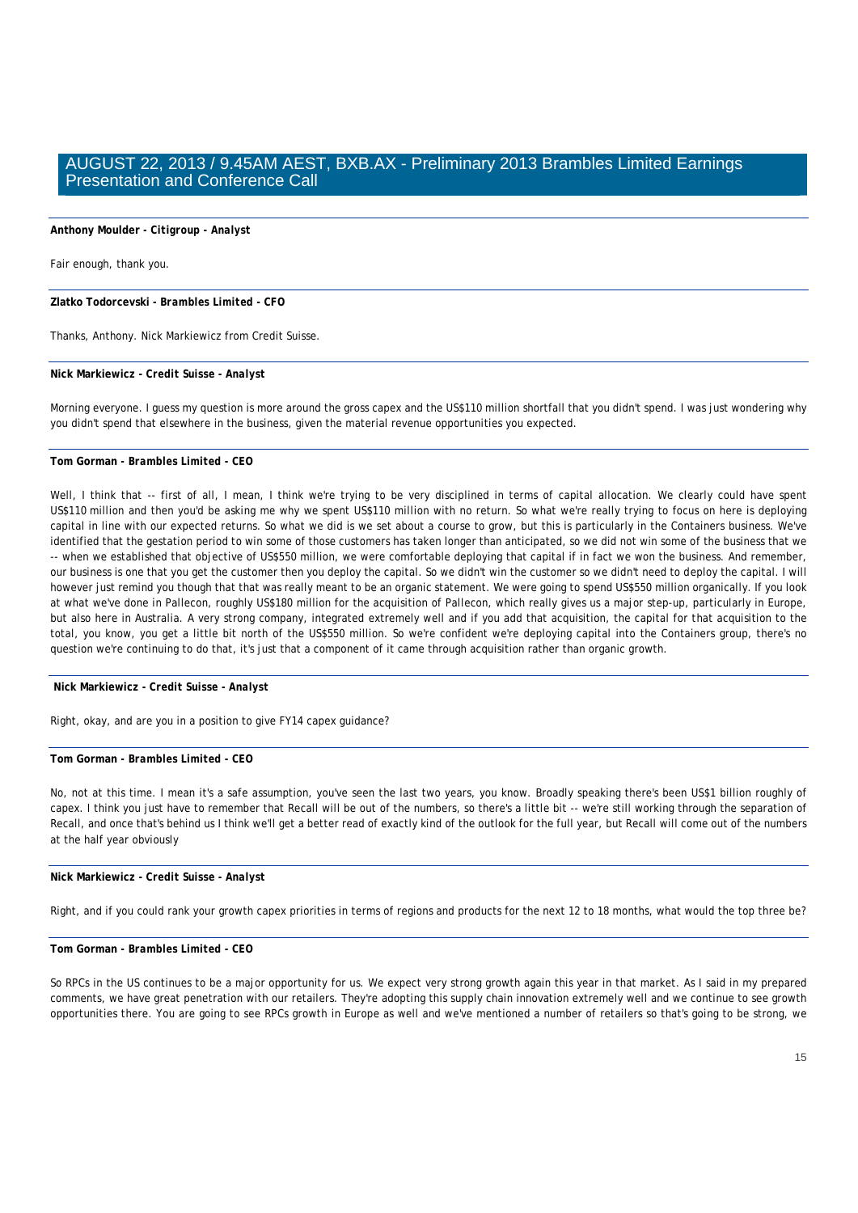**Anthony Moulder - Citigroup - Analyst**

Fair enough, thank you.

**Zlatko Todorcevski - Brambles Limited - CFO**

Thanks, Anthony. Nick Markiewicz from Credit Suisse.

**Nick Markiewicz - Credit Suisse - Analyst**

Morning everyone. I guess my question is more around the gross capex and the US$110 million shortfall that you didn't spend. I was just wondering why you didn't spend that elsewhere in the business, given the material revenue opportunities you expected.

**Tom Gorman - Brambles Limited - CEO**

Well, I think that -- first of all, I mean, I think we're trying to be very disciplined in terms of capital allocation. We clearly could have spent US$110 million and then you'd be asking me why we spent US$110 million with no return. So what we're really trying to focus on here is deploying capital in line with our expected returns. So what we did is we set about a course to grow, but this is particularly in the Containers business. We've identified that the gestation period to win some of those customers has taken longer than anticipated, so we did not win some of the business that we -- when we established that objective of US$550 million, we were comfortable deploying that capital if in fact we won the business. And remember, our business is one that you get the customer then you deploy the capital. So we didn't win the customer so we didn't need to deploy the capital. I will however just remind you though that that was really meant to be an organic statement. We were going to spend US$550 million organically. If you look at what we've done in Pallecon, roughly US$180 million for the acquisition of Pallecon, which really gives us a major step-up, particularly in Europe, but also here in Australia. A very strong company, integrated extremely well and if you add that acquisition, the capital for that acquisition to the total, you know, you get a little bit north of the US$550 million. So we're confident we're deploying capital into the Containers group, there's no question we're continuing to do that, it's just that a component of it came through acquisition rather than organic growth.

**Nick Markiewicz - Credit Suisse - Analyst**

Right, okay, and are you in a position to give FY14 capex guidance?

**Tom Gorman - Brambles Limited - CEO**

No, not at this time. I mean it's a safe assumption, you've seen the last two years, you know. Broadly speaking there's been US$1 billion roughly of capex. I think you just have to remember that Recall will be out of the numbers, so there's a little bit -- we're still working through the separation of Recall, and once that's behind us I think we'll get a better read of exactly kind of the outlook for the full year, but Recall will come out of the numbers at the half year obviously

**Nick Markiewicz - Credit Suisse - Analyst**

Right, and if you could rank your growth capex priorities in terms of regions and products for the next 12 to 18 months, what would the top three be?

**Tom Gorman - Brambles Limited - CEO**

So RPCs in the US continues to be a major opportunity for us. We expect very strong growth again this year in that market. As I said in my prepared comments, we have great penetration with our retailers. They're adopting this supply chain innovation extremely well and we continue to see growth opportunities there. You are going to see RPCs growth in Europe as well and we've mentioned a number of retailers so that's going to be strong, we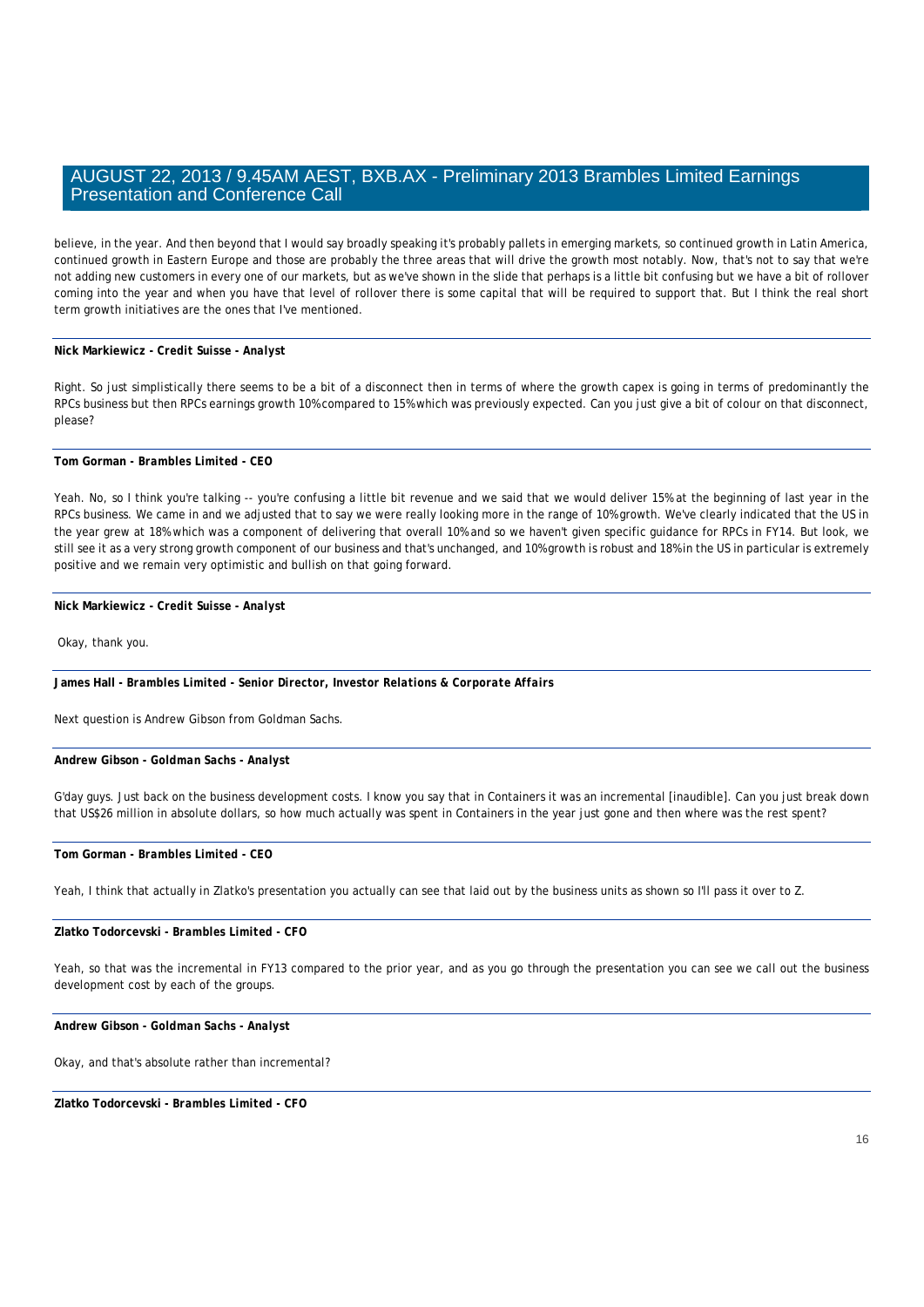believe, in the year. And then beyond that I would say broadly speaking it's probably pallets in emerging markets, so continued growth in Latin America, continued growth in Eastern Europe and those are probably the three areas that will drive the growth most notably. Now, that's not to say that we're not adding new customers in every one of our markets, but as we've shown in the slide that perhaps is a little bit confusing but we have a bit of rollover coming into the year and when you have that level of rollover there is some capital that will be required to support that. But I think the real short term growth initiatives are the ones that I've mentioned.

---

**Nick Markiewicz - Credit Suisse - *Analyst***

Right. So just simplistically there seems to be a bit of a disconnect then in terms of where the growth capex is going in terms of predominantly the RPCs business but then RPCs earnings growth 10% compared to 15% which was previously expected. Can you just give a bit of colour on that disconnect, please?

---

**Tom Gorman - *Brambles Limited - CEO***

Yeah. No, so I think you're talking -- you're confusing a little bit revenue and we said that we would deliver 15% at the beginning of last year in the RPCs business. We came in and we adjusted that to say we were really looking more in the range of 10% growth. We've clearly indicated that the US in the year grew at 18% which was a component of delivering that overall 10% and so we haven't given specific guidance for RPCs in FY14. But look, we still see it as a very strong growth component of our business and that's unchanged, and 10% growth is robust and 18% in the US in particular is extremely positive and we remain very optimistic and bullish on that going forward.

---

**Nick Markiewicz - Credit Suisse - *Analyst***

Okay, thank you.

---

**James Hall - *Brambles Limited - Senior Director, Investor Relations & Corporate Affairs***

Next question is Andrew Gibson from Goldman Sachs.

---

**Andrew Gibson - *Goldman Sachs - Analyst***

G'day guys. Just back on the business development costs. I know you say that in Containers it was an incremental [inaudible]. Can you just break down that US$26 million in absolute dollars, so how much actually was spent in Containers in the year just gone and then where was the rest spent?

---

**Tom Gorman - *Brambles Limited - CEO***

Yeah, I think that actually in Zlatko's presentation you actually can see that laid out by the business units as shown so I'll pass it over to Z.

---

**Zlatko Todorcevski - *Brambles Limited - CFO***

Yeah, so that was the incremental in FY13 compared to the prior year, and as you go through the presentation you can see we call out the business development cost by each of the groups.

---

**Andrew Gibson - *Goldman Sachs - Analyst***

Okay, and that's absolute rather than incremental?

---

**Zlatko Todorcevski - *Brambles Limited - CFO***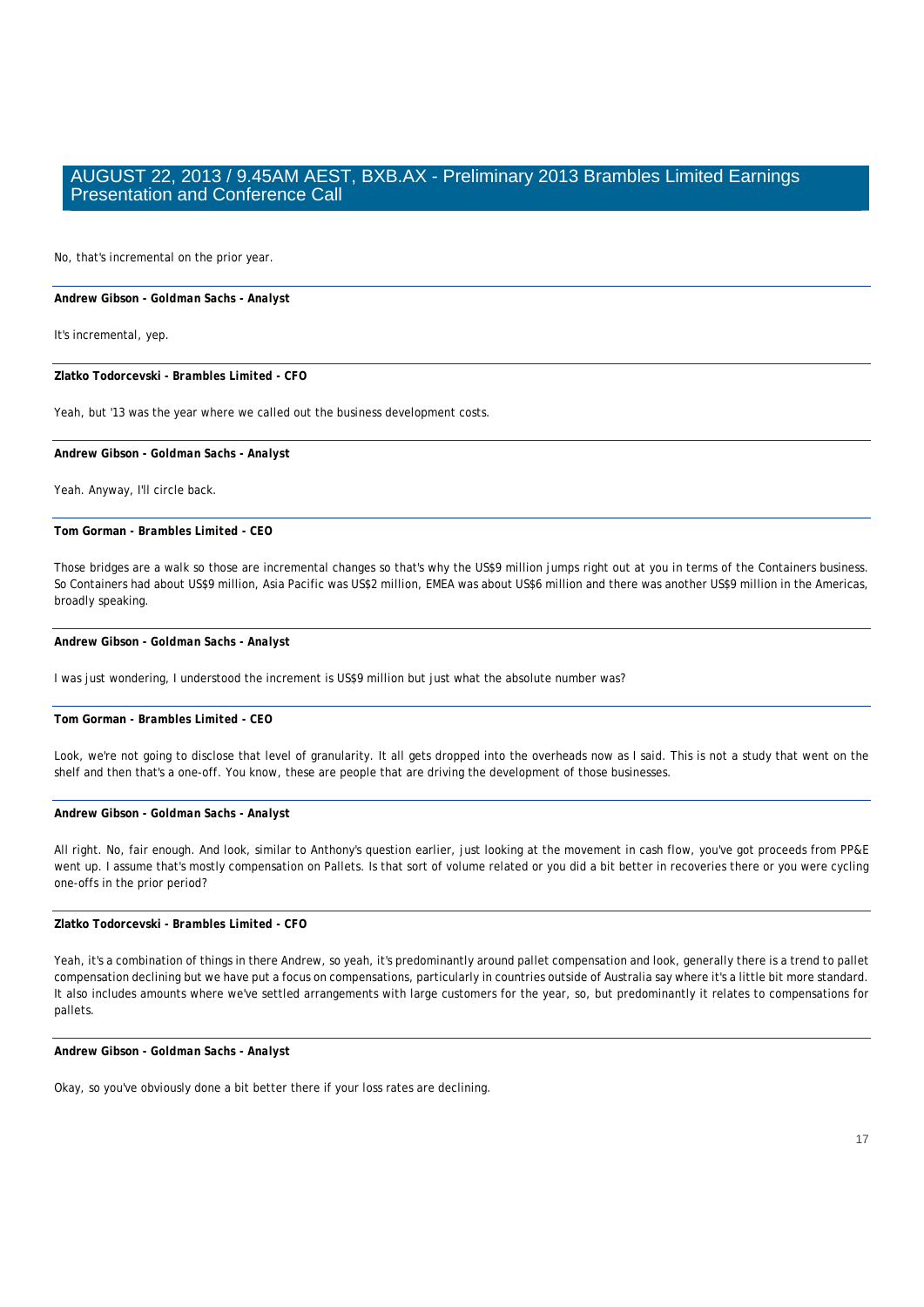No, that's incremental on the prior year.

**Andrew Gibson - Goldman Sachs - Analyst**

It's incremental, yep.

**Zlatko Todorcevski - Brambles Limited - CFO**

Yeah, but '13 was the year where we called out the business development costs.

**Andrew Gibson - Goldman Sachs - Analyst**

Yeah. Anyway, I'll circle back.

**Tom Gorman - Brambles Limited - CEO**

Those bridges are a walk so those are incremental changes so that's why the US$9 million jumps right out at you in terms of the Containers business. So Containers had about US$9 million, Asia Pacific was US$2 million, EMEA was about US$6 million and there was another US$9 million in the Americas, broadly speaking.

**Andrew Gibson - Goldman Sachs - Analyst**

I was just wondering, I understood the increment is US$9 million but just what the absolute number was?

**Tom Gorman - Brambles Limited - CEO**

Look, we're not going to disclose that level of granularity. It all gets dropped into the overheads now as I said. This is not a study that went on the shelf and then that's a one-off. You know, these are people that are driving the development of those businesses.

**Andrew Gibson - Goldman Sachs - Analyst**

All right. No, fair enough. And look, similar to Anthony's question earlier, just looking at the movement in cash flow, you've got proceeds from PP&E went up. I assume that's mostly compensation on Pallets. Is that sort of volume related or you did a bit better in recoveries there or you were cycling one-offs in the prior period?

**Zlatko Todorcevski - Brambles Limited - CFO**

Yeah, it's a combination of things in there Andrew, so yeah, it's predominantly around pallet compensation and look, generally there is a trend to pallet compensation declining but we have put a focus on compensations, particularly in countries outside of Australia say where it's a little bit more standard. It also includes amounts where we've settled arrangements with large customers for the year, so, but predominantly it relates to compensations for pallets.

**Andrew Gibson - Goldman Sachs - Analyst**

Okay, so you've obviously done a bit better there if your loss rates are declining.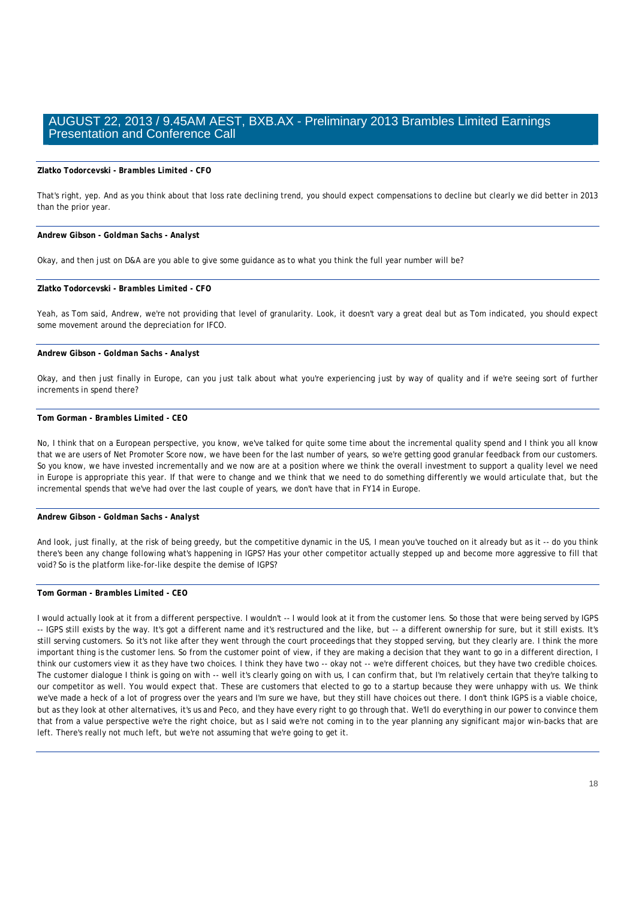**Zlatko Todorcevski - *Brambles Limited - CFO***

That's right, yep. And as you think about that loss rate declining trend, you should expect compensations to decline but clearly we did better in 2013 than the prior year.

**Andrew Gibson - *Goldman Sachs - Analyst***

Okay, and then just on D&A are you able to give some guidance as to what you think the full year number will be?

**Zlatko Todorcevski - *Brambles Limited - CFO***

Yeah, as Tom said, Andrew, we're not providing that level of granularity. Look, it doesn't vary a great deal but as Tom indicated, you should expect some movement around the depreciation for IFCO.

**Andrew Gibson - *Goldman Sachs - Analyst***

Okay, and then just finally in Europe, can you just talk about what you're experiencing just by way of quality and if we're seeing sort of further increments in spend there?

**Tom Gorman - *Brambles Limited - CEO***

No, I think that on a European perspective, you know, we've talked for quite some time about the incremental quality spend and I think you all know that we are users of Net Promoter Score now, we have been for the last number of years, so we're getting good granular feedback from our customers. So you know, we have invested incrementally and we now are at a position where we think the overall investment to support a quality level we need in Europe is appropriate this year. If that were to change and we think that we need to do something differently we would articulate that, but the incremental spends that we've had over the last couple of years, we don't have that in FY14 in Europe.

**Andrew Gibson - *Goldman Sachs - Analyst***

And look, just finally, at the risk of being greedy, but the competitive dynamic in the US, I mean you've touched on it already but as it -- do you think there's been any change following what's happening in IGPS? Has your other competitor actually stepped up and become more aggressive to fill that void? So is the platform like-for-like despite the demise of IGPS?

**Tom Gorman - *Brambles Limited - CEO***

I would actually look at it from a different perspective. I wouldn't -- I would look at it from the customer lens. So those that were being served by IGPS -- IGPS still exists by the way. It's got a different name and it's restructured and the like, but -- a different ownership for sure, but it still exists. It's still serving customers. So it's not like after they went through the court proceedings that they stopped serving, but they clearly are. I think the more important thing is the customer lens. So from the customer point of view, if they are making a decision that they want to go in a different direction, I think our customers view it as they have two choices. I think they have two -- okay not -- we're different choices, but they have two credible choices. The customer dialogue I think is going on with -- well it's clearly going on with us, I can confirm that, but I'm relatively certain that they're talking to our competitor as well. You would expect that. These are customers that elected to go to a startup because they were unhappy with us. We think we've made a heck of a lot of progress over the years and I'm sure we have, but they still have choices out there. I don't think IGPS is a viable choice, but as they look at other alternatives, it's us and Peco, and they have every right to go through that. We'll do everything in our power to convince them that from a value perspective we're the right choice, but as I said we're not coming in to the year planning any significant major win-backs that are left. There's really not much left, but we're not assuming that we're going to get it.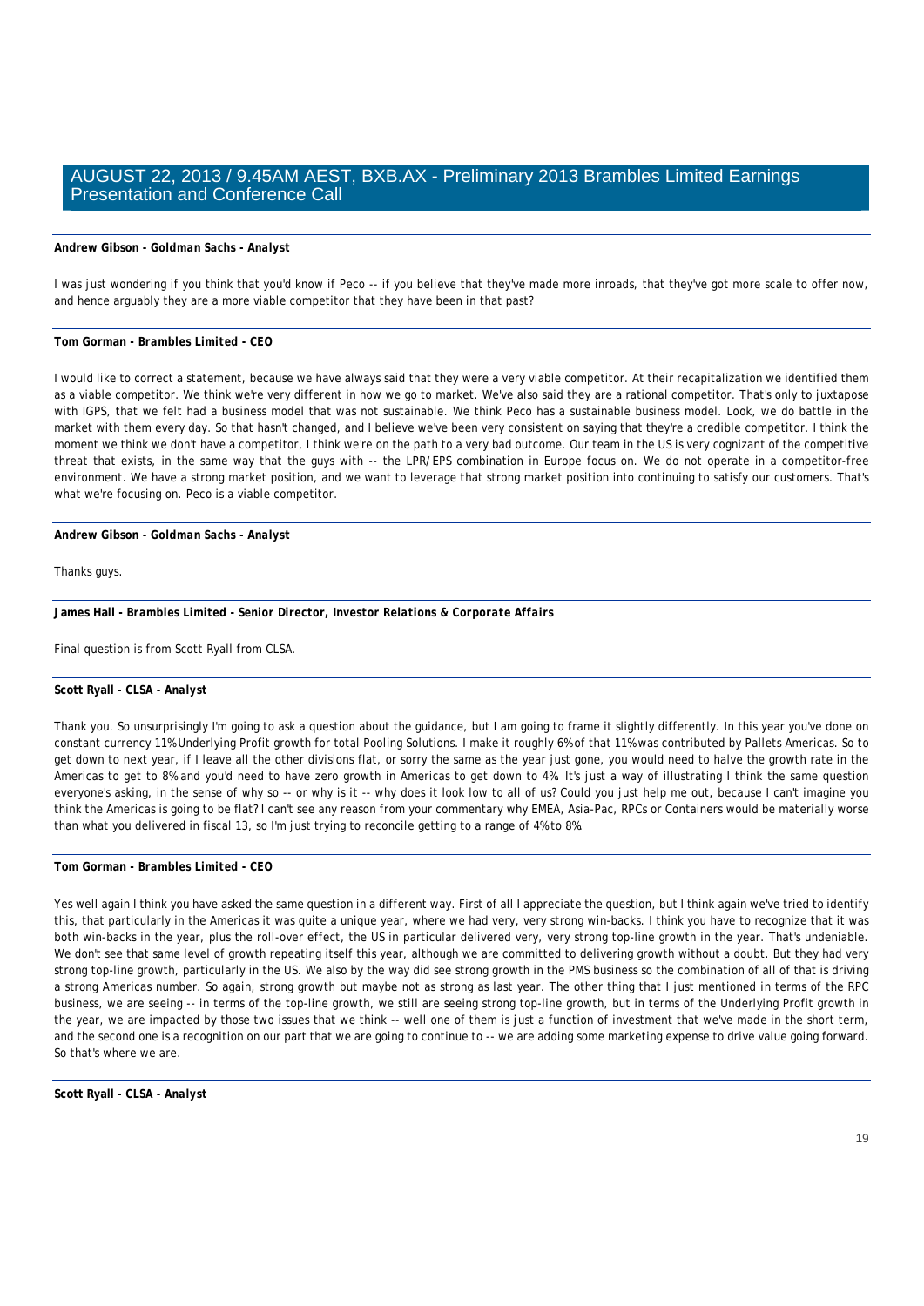**Andrew Gibson** - ***Goldman Sachs - Analyst***

I was just wondering if you think that you'd know if Peco -- if you believe that they've made more inroads, that they've got more scale to offer now, and hence arguably they are a more viable competitor that they have been in that past?

**Tom Gorman** - ***Brambles Limited - CEO***

I would like to correct a statement, because we have always said that they were a very viable competitor. At their recapitalization we identified them as a viable competitor. We think we're very different in how we go to market. We've also said they are a rational competitor. That's only to juxtapose with IGPS, that we felt had a business model that was not sustainable. We think Peco has a sustainable business model. Look, we do battle in the market with them every day. So that hasn't changed, and I believe we've been very consistent on saying that they're a credible competitor. I think the moment we think we don't have a competitor, I think we're on the path to a very bad outcome. Our team in the US is very cognizant of the competitive threat that exists, in the same way that the guys with -- the LPR/EPS combination in Europe focus on. We do not operate in a competitor-free environment. We have a strong market position, and we want to leverage that strong market position into continuing to satisfy our customers. That's what we're focusing on. Peco is a viable competitor.

**Andrew Gibson** - ***Goldman Sachs - Analyst***

Thanks guys.

**James Hall** - ***Brambles Limited - Senior Director, Investor Relations & Corporate Affairs***

Final question is from Scott Ryall from CLSA.

**Scott Ryall** - ***CLSA - Analyst***

Thank you. So unsurprisingly I'm going to ask a question about the guidance, but I am going to frame it slightly differently. In this year you've done on constant currency 11% Underlying Profit growth for total Pooling Solutions. I make it roughly 6% of that 11% was contributed by Pallets Americas. So to get down to next year, if I leave all the other divisions flat, or sorry the same as the year just gone, you would need to halve the growth rate in the Americas to get to 8% and you'd need to have zero growth in Americas to get down to 4%. It's just a way of illustrating I think the same question everyone's asking, in the sense of why so -- or why is it -- why does it look low to all of us? Could you just help me out, because I can't imagine you think the Americas is going to be flat? I can't see any reason from your commentary why EMEA, Asia-Pac, RPCs or Containers would be materially worse than what you delivered in fiscal 13, so I'm just trying to reconcile getting to a range of 4% to 8%.

**Tom Gorman** - ***Brambles Limited - CEO***

Yes well again I think you have asked the same question in a different way. First of all I appreciate the question, but I think again we've tried to identify this, that particularly in the Americas it was quite a unique year, where we had very, very strong win-backs. I think you have to recognize that it was both win-backs in the year, plus the roll-over effect, the US in particular delivered very, very strong top-line growth in the year. That's undeniable. We don't see that same level of growth repeating itself this year, although we are committed to delivering growth without a doubt. But they had very strong top-line growth, particularly in the US. We also by the way did see strong growth in the PMS business so the combination of all of that is driving a strong Americas number. So again, strong growth but maybe not as strong as last year. The other thing that I just mentioned in terms of the RPC business, we are seeing -- in terms of the top-line growth, we still are seeing strong top-line growth, but in terms of the Underlying Profit growth in the year, we are impacted by those two issues that we think -- well one of them is just a function of investment that we've made in the short term, and the second one is a recognition on our part that we are going to continue to -- we are adding some marketing expense to drive value going forward. So that's where we are.

**Scott Ryall** - ***CLSA - Analyst***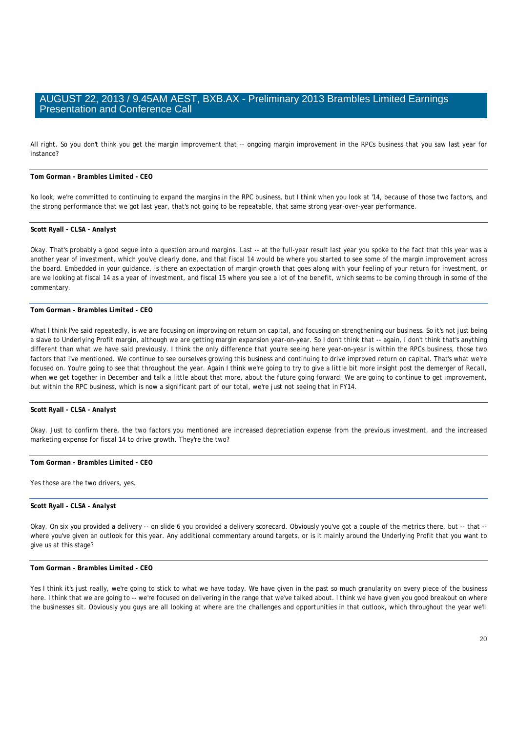All right. So you don't think you get the margin improvement that -- ongoing margin improvement in the RPCs business that you saw last year for instance?

---

***Tom Gorman - Brambles Limited - CEO***

No look, we're committed to continuing to expand the margins in the RPC business, but I think when you look at '14, because of those two factors, and the strong performance that we got last year, that's not going to be repeatable, that same strong year-over-year performance.

---

***Scott Ryall - CLSA - Analyst***

Okay. That's probably a good segue into a question around margins. Last -- at the full-year result last year you spoke to the fact that this year was a another year of investment, which you've clearly done, and that fiscal 14 would be where you started to see some of the margin improvement across the board. Embedded in your guidance, is there an expectation of margin growth that goes along with your feeling of your return for investment, or are we looking at fiscal 14 as a year of investment, and fiscal 15 where you see a lot of the benefit, which seems to be coming through in some of the commentary.

---

***Tom Gorman - Brambles Limited - CEO***

What I think I've said repeatedly, is we are focusing on improving on return on capital, and focusing on strengthening our business. So it's not just being a slave to Underlying Profit margin, although we are getting margin expansion year-on-year. So I don't think that -- again, I don't think that's anything different than what we have said previously. I think the only difference that you're seeing here year-on-year is within the RPCs business, those two factors that I've mentioned. We continue to see ourselves growing this business and continuing to drive improved return on capital. That's what we're focused on. You're going to see that throughout the year. Again I think we're going to try to give a little bit more insight post the demerger of Recall, when we get together in December and talk a little about that more, about the future going forward. We are going to continue to get improvement, but within the RPC business, which is now a significant part of our total, we're just not seeing that in FY14.

---

***Scott Ryall - CLSA - Analyst***

Okay. Just to confirm there, the two factors you mentioned are increased depreciation expense from the previous investment, and the increased marketing expense for fiscal 14 to drive growth. They're the two?

---

***Tom Gorman - Brambles Limited - CEO***

Yes those are the two drivers, yes.

---

***Scott Ryall - CLSA - Analyst***

Okay. On six you provided a delivery -- on slide 6 you provided a delivery scorecard. Obviously you've got a couple of the metrics there, but -- that -- where you've given an outlook for this year. Any additional commentary around targets, or is it mainly around the Underlying Profit that you want to give us at this stage?

---

***Tom Gorman - Brambles Limited - CEO***

Yes I think it's just really, we're going to stick to what we have today. We have given in the past so much granularity on every piece of the business here. I think that we are going to -- we're focused on delivering in the range that we've talked about. I think we have given you good breakout on where the businesses sit. Obviously you guys are all looking at where are the challenges and opportunities in that outlook, which throughout the year we'll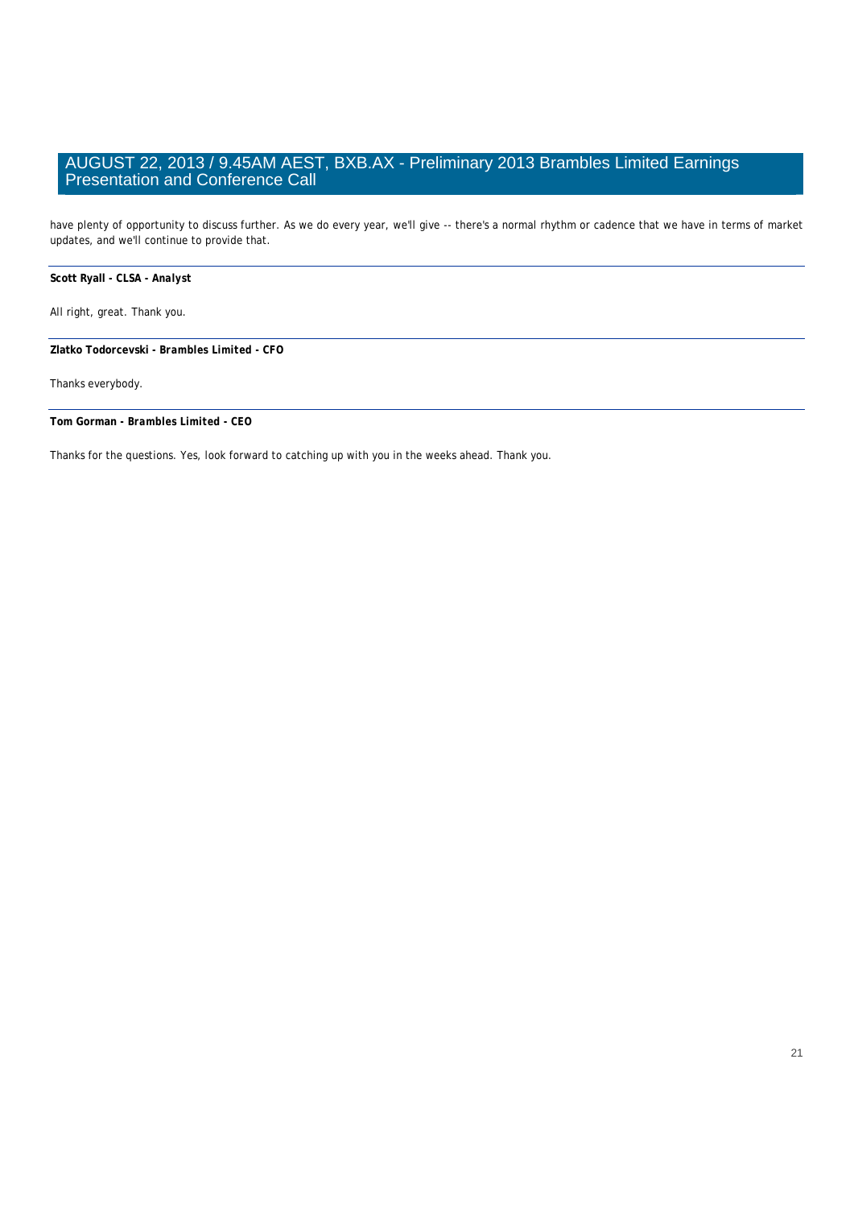have plenty of opportunity to discuss further. As we do every year, we'll give -- there's a normal rhythm or cadence that we have in terms of market updates, and we'll continue to provide that.

---

**Scott Ryall - *CLSA - Analyst***

All right, great. Thank you.

---

**Zlatko Todorcevski - *Brambles Limited - CFO***

Thanks everybody.

---

**Tom Gorman - *Brambles Limited - CEO***

Thanks for the questions. Yes, look forward to catching up with you in the weeks ahead. Thank you.